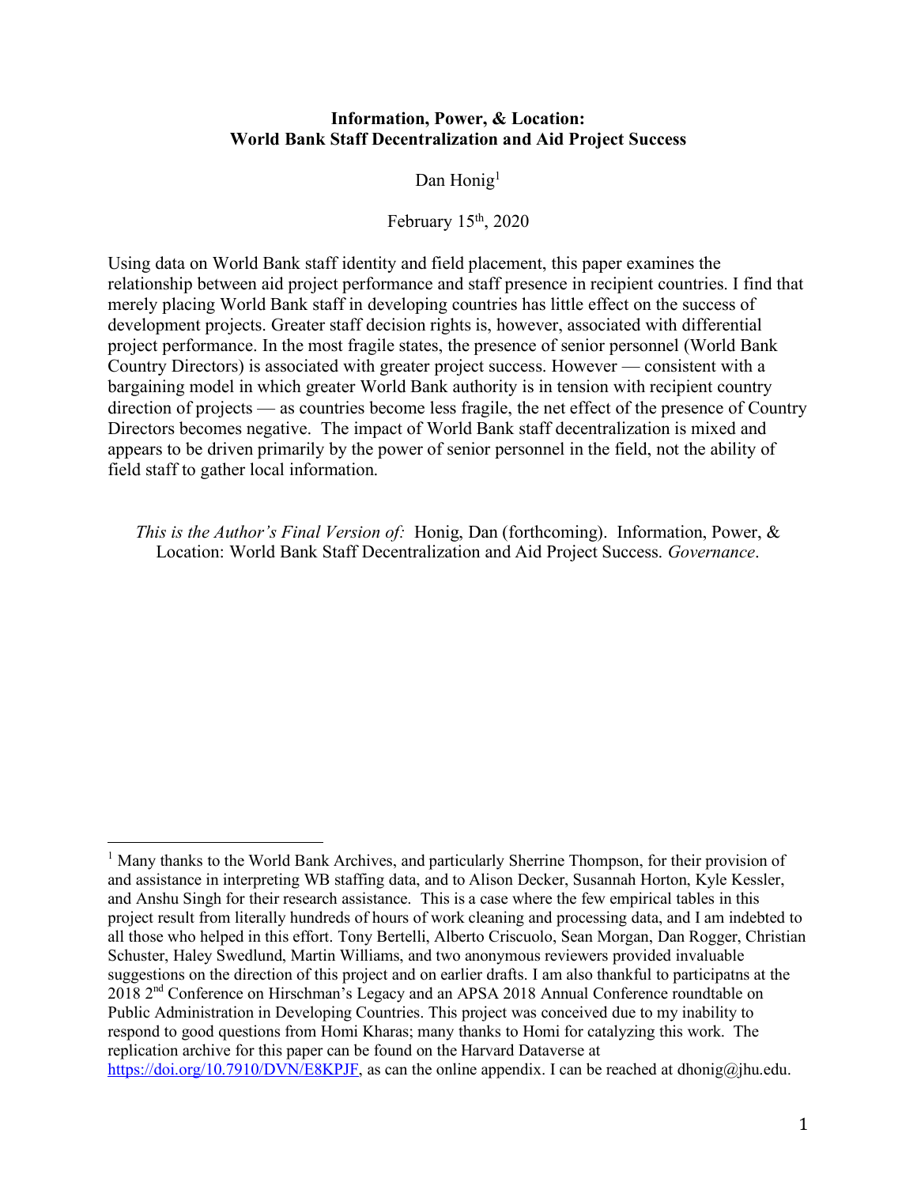**Information, Power, & Location:**
**World Bank Staff Decentralization and Aid Project Success**

Dan Honig[1]

February 15th, 2020

Using data on World Bank staff identity and field placement, this paper examines the relationship between aid project performance and staff presence in recipient countries. I find that merely placing World Bank staff in developing countries has little effect on the success of development projects. Greater staff decision rights is, however, associated with differential project performance. In the most fragile states, the presence of senior personnel (World Bank Country Directors) is associated with greater project success. However — consistent with a bargaining model in which greater World Bank authority is in tension with recipient country direction of projects — as countries become less fragile, the net effect of the presence of Country Directors becomes negative. The impact of World Bank staff decentralization is mixed and appears to be driven primarily by the power of senior personnel in the field, not the ability of field staff to gather local information.

*This is the Author's Final Version of:* Honig, Dan (forthcoming). Information, Power, & Location: World Bank Staff Decentralization and Aid Project Success. *Governance*.

[1] Many thanks to the World Bank Archives, and particularly Sherrine Thompson, for their provision of and assistance in interpreting WB staffing data, and to Alison Decker, Susannah Horton, Kyle Kessler, and Anshu Singh for their research assistance. This is a case where the few empirical tables in this project result from literally hundreds of hours of work cleaning and processing data, and I am indebted to all those who helped in this effort. Tony Bertelli, Alberto Criscuolo, Sean Morgan, Dan Rogger, Christian Schuster, Haley Swedlund, Martin Williams, and two anonymous reviewers provided invaluable suggestions on the direction of this project and on earlier drafts. I am also thankful to participatns at the 2018 2nd Conference on Hirschman's Legacy and an APSA 2018 Annual Conference roundtable on Public Administration in Developing Countries. This project was conceived due to my inability to respond to good questions from Homi Kharas; many thanks to Homi for catalyzing this work. The replication archive for this paper can be found on the Harvard Dataverse at https://doi.org/10.7910/DVN/E8KPJF, as can the online appendix. I can be reached at dhonig@jhu.edu.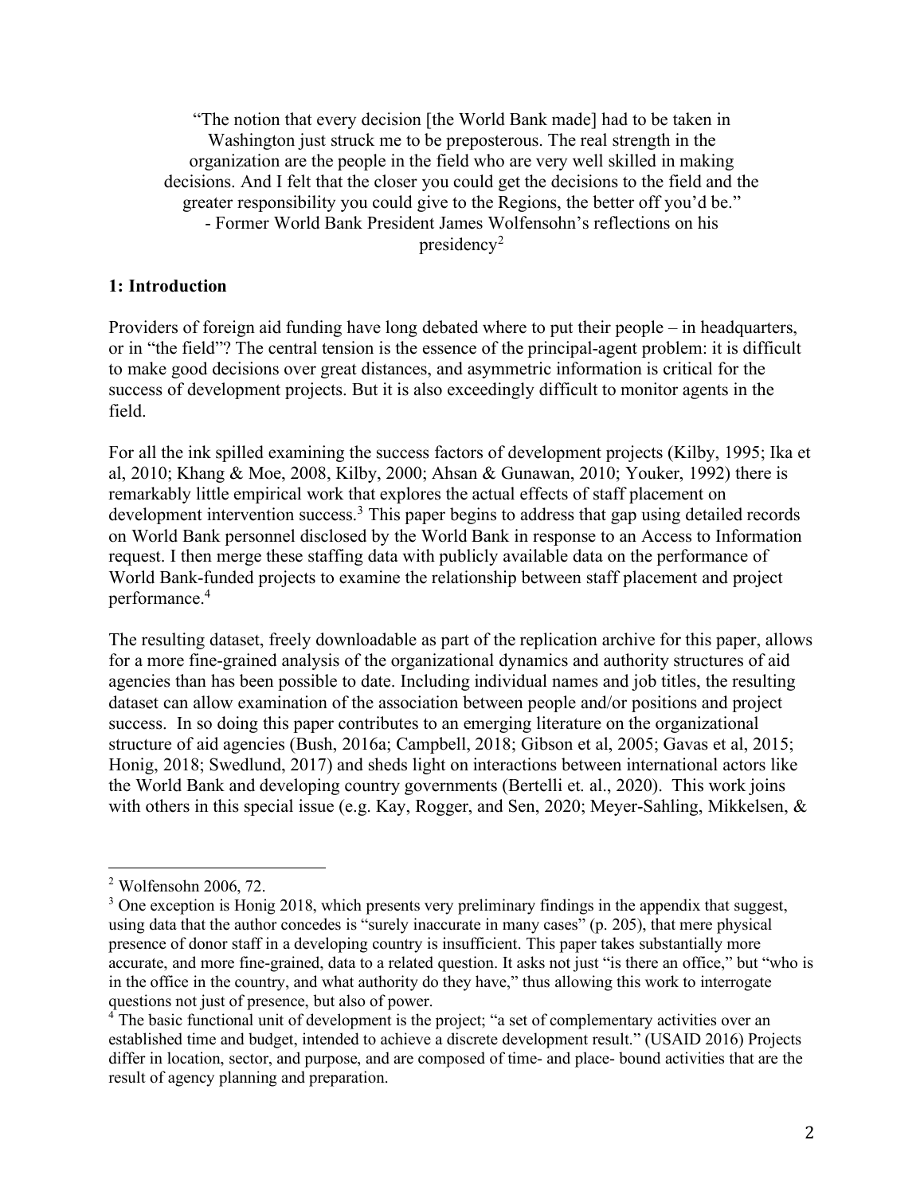"The notion that every decision [the World Bank made] had to be taken in Washington just struck me to be preposterous. The real strength in the organization are the people in the field who are very well skilled in making decisions. And I felt that the closer you could get the decisions to the field and the greater responsibility you could give to the Regions, the better off you'd be."
- Former World Bank President James Wolfensohn's reflections on his presidency[2]

## 1: Introduction

Providers of foreign aid funding have long debated where to put their people – in headquarters, or in "the field"? The central tension is the essence of the principal-agent problem: it is difficult to make good decisions over great distances, and asymmetric information is critical for the success of development projects. But it is also exceedingly difficult to monitor agents in the field.

For all the ink spilled examining the success factors of development projects (Kilby, 1995; Ika et al, 2010; Khang & Moe, 2008, Kilby, 2000; Ahsan & Gunawan, 2010; Youker, 1992) there is remarkably little empirical work that explores the actual effects of staff placement on development intervention success.[3] This paper begins to address that gap using detailed records on World Bank personnel disclosed by the World Bank in response to an Access to Information request. I then merge these staffing data with publicly available data on the performance of World Bank-funded projects to examine the relationship between staff placement and project performance.[4]

The resulting dataset, freely downloadable as part of the replication archive for this paper, allows for a more fine-grained analysis of the organizational dynamics and authority structures of aid agencies than has been possible to date. Including individual names and job titles, the resulting dataset can allow examination of the association between people and/or positions and project success. In so doing this paper contributes to an emerging literature on the organizational structure of aid agencies (Bush, 2016a; Campbell, 2018; Gibson et al, 2005; Gavas et al, 2015; Honig, 2018; Swedlund, 2017) and sheds light on interactions between international actors like the World Bank and developing country governments (Bertelli et. al., 2020). This work joins with others in this special issue (e.g. Kay, Rogger, and Sen, 2020; Meyer-Sahling, Mikkelsen, &

---

[2] Wolfensohn 2006, 72.

[3] One exception is Honig 2018, which presents very preliminary findings in the appendix that suggest, using data that the author concedes is "surely inaccurate in many cases" (p. 205), that mere physical presence of donor staff in a developing country is insufficient. This paper takes substantially more accurate, and more fine-grained, data to a related question. It asks not just "is there an office," but "who is in the office in the country, and what authority do they have," thus allowing this work to interrogate questions not just of presence, but also of power.

[4] The basic functional unit of development is the project; "a set of complementary activities over an established time and budget, intended to achieve a discrete development result." (USAID 2016) Projects differ in location, sector, and purpose, and are composed of time- and place- bound activities that are the result of agency planning and preparation.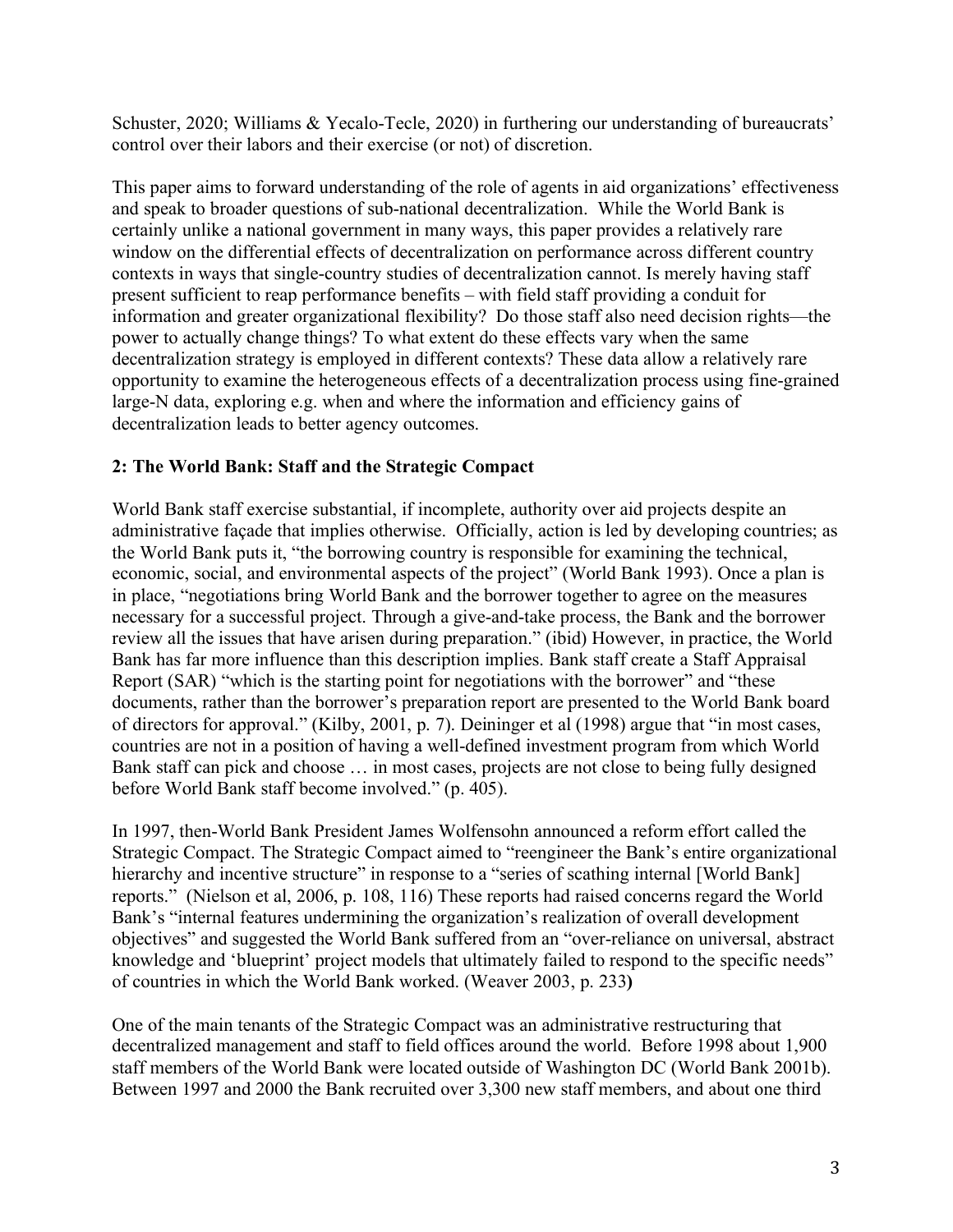Schuster, 2020; Williams & Yecalo-Tecle, 2020) in furthering our understanding of bureaucrats' control over their labors and their exercise (or not) of discretion.

This paper aims to forward understanding of the role of agents in aid organizations' effectiveness and speak to broader questions of sub-national decentralization. While the World Bank is certainly unlike a national government in many ways, this paper provides a relatively rare window on the differential effects of decentralization on performance across different country contexts in ways that single-country studies of decentralization cannot. Is merely having staff present sufficient to reap performance benefits – with field staff providing a conduit for information and greater organizational flexibility? Do those staff also need decision rights—the power to actually change things? To what extent do these effects vary when the same decentralization strategy is employed in different contexts? These data allow a relatively rare opportunity to examine the heterogeneous effects of a decentralization process using fine-grained large-N data, exploring e.g. when and where the information and efficiency gains of decentralization leads to better agency outcomes.

## 2: The World Bank: Staff and the Strategic Compact

World Bank staff exercise substantial, if incomplete, authority over aid projects despite an administrative façade that implies otherwise. Officially, action is led by developing countries; as the World Bank puts it, "the borrowing country is responsible for examining the technical, economic, social, and environmental aspects of the project" (World Bank 1993). Once a plan is in place, "negotiations bring World Bank and the borrower together to agree on the measures necessary for a successful project. Through a give-and-take process, the Bank and the borrower review all the issues that have arisen during preparation." (ibid) However, in practice, the World Bank has far more influence than this description implies. Bank staff create a Staff Appraisal Report (SAR) "which is the starting point for negotiations with the borrower" and "these documents, rather than the borrower's preparation report are presented to the World Bank board of directors for approval." (Kilby, 2001, p. 7). Deininger et al (1998) argue that "in most cases, countries are not in a position of having a well-defined investment program from which World Bank staff can pick and choose … in most cases, projects are not close to being fully designed before World Bank staff become involved." (p. 405).

In 1997, then-World Bank President James Wolfensohn announced a reform effort called the Strategic Compact. The Strategic Compact aimed to "reengineer the Bank's entire organizational hierarchy and incentive structure" in response to a "series of scathing internal [World Bank] reports." (Nielson et al, 2006, p. 108, 116) These reports had raised concerns regard the World Bank's "internal features undermining the organization's realization of overall development objectives" and suggested the World Bank suffered from an "over-reliance on universal, abstract knowledge and 'blueprint' project models that ultimately failed to respond to the specific needs" of countries in which the World Bank worked. (Weaver 2003, p. 233**)**

One of the main tenants of the Strategic Compact was an administrative restructuring that decentralized management and staff to field offices around the world. Before 1998 about 1,900 staff members of the World Bank were located outside of Washington DC (World Bank 2001b). Between 1997 and 2000 the Bank recruited over 3,300 new staff members, and about one third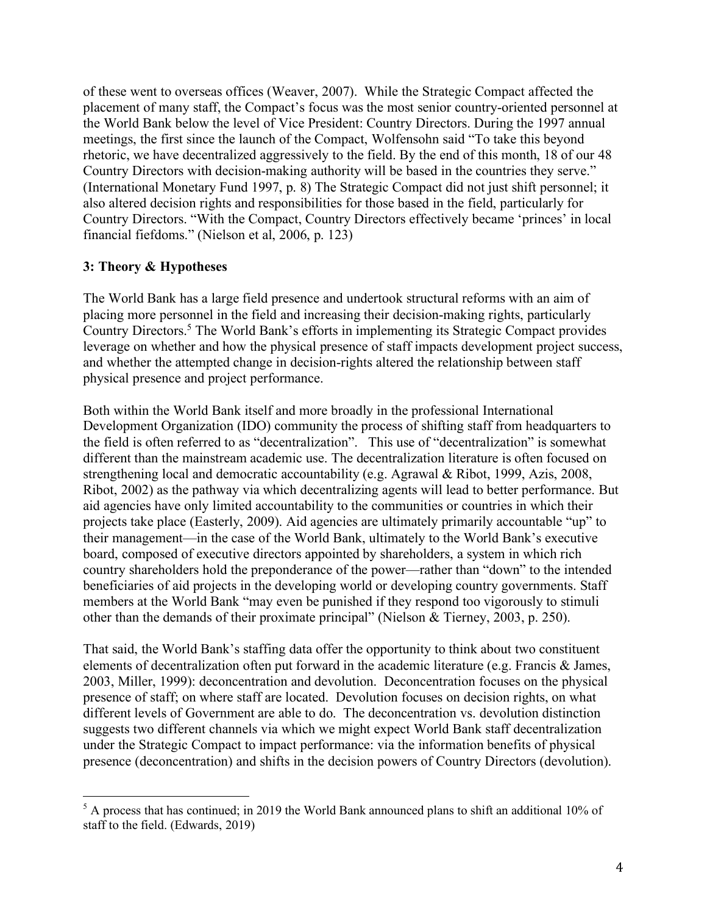of these went to overseas offices (Weaver, 2007). While the Strategic Compact affected the placement of many staff, the Compact's focus was the most senior country-oriented personnel at the World Bank below the level of Vice President: Country Directors. During the 1997 annual meetings, the first since the launch of the Compact, Wolfensohn said "To take this beyond rhetoric, we have decentralized aggressively to the field. By the end of this month, 18 of our 48 Country Directors with decision-making authority will be based in the countries they serve." (International Monetary Fund 1997, p. 8) The Strategic Compact did not just shift personnel; it also altered decision rights and responsibilities for those based in the field, particularly for Country Directors. "With the Compact, Country Directors effectively became 'princes' in local financial fiefdoms." (Nielson et al, 2006, p. 123)

## 3: Theory & Hypotheses

The World Bank has a large field presence and undertook structural reforms with an aim of placing more personnel in the field and increasing their decision-making rights, particularly Country Directors.[5] The World Bank's efforts in implementing its Strategic Compact provides leverage on whether and how the physical presence of staff impacts development project success, and whether the attempted change in decision-rights altered the relationship between staff physical presence and project performance.

Both within the World Bank itself and more broadly in the professional International Development Organization (IDO) community the process of shifting staff from headquarters to the field is often referred to as "decentralization". This use of "decentralization" is somewhat different than the mainstream academic use. The decentralization literature is often focused on strengthening local and democratic accountability (e.g. Agrawal & Ribot, 1999, Azis, 2008, Ribot, 2002) as the pathway via which decentralizing agents will lead to better performance. But aid agencies have only limited accountability to the communities or countries in which their projects take place (Easterly, 2009). Aid agencies are ultimately primarily accountable "up" to their management—in the case of the World Bank, ultimately to the World Bank's executive board, composed of executive directors appointed by shareholders, a system in which rich country shareholders hold the preponderance of the power—rather than "down" to the intended beneficiaries of aid projects in the developing world or developing country governments. Staff members at the World Bank "may even be punished if they respond too vigorously to stimuli other than the demands of their proximate principal" (Nielson & Tierney, 2003, p. 250).

That said, the World Bank's staffing data offer the opportunity to think about two constituent elements of decentralization often put forward in the academic literature (e.g. Francis & James, 2003, Miller, 1999): deconcentration and devolution. Deconcentration focuses on the physical presence of staff; on where staff are located. Devolution focuses on decision rights, on what different levels of Government are able to do. The deconcentration vs. devolution distinction suggests two different channels via which we might expect World Bank staff decentralization under the Strategic Compact to impact performance: via the information benefits of physical presence (deconcentration) and shifts in the decision powers of Country Directors (devolution).

[5] A process that has continued; in 2019 the World Bank announced plans to shift an additional 10% of staff to the field. (Edwards, 2019)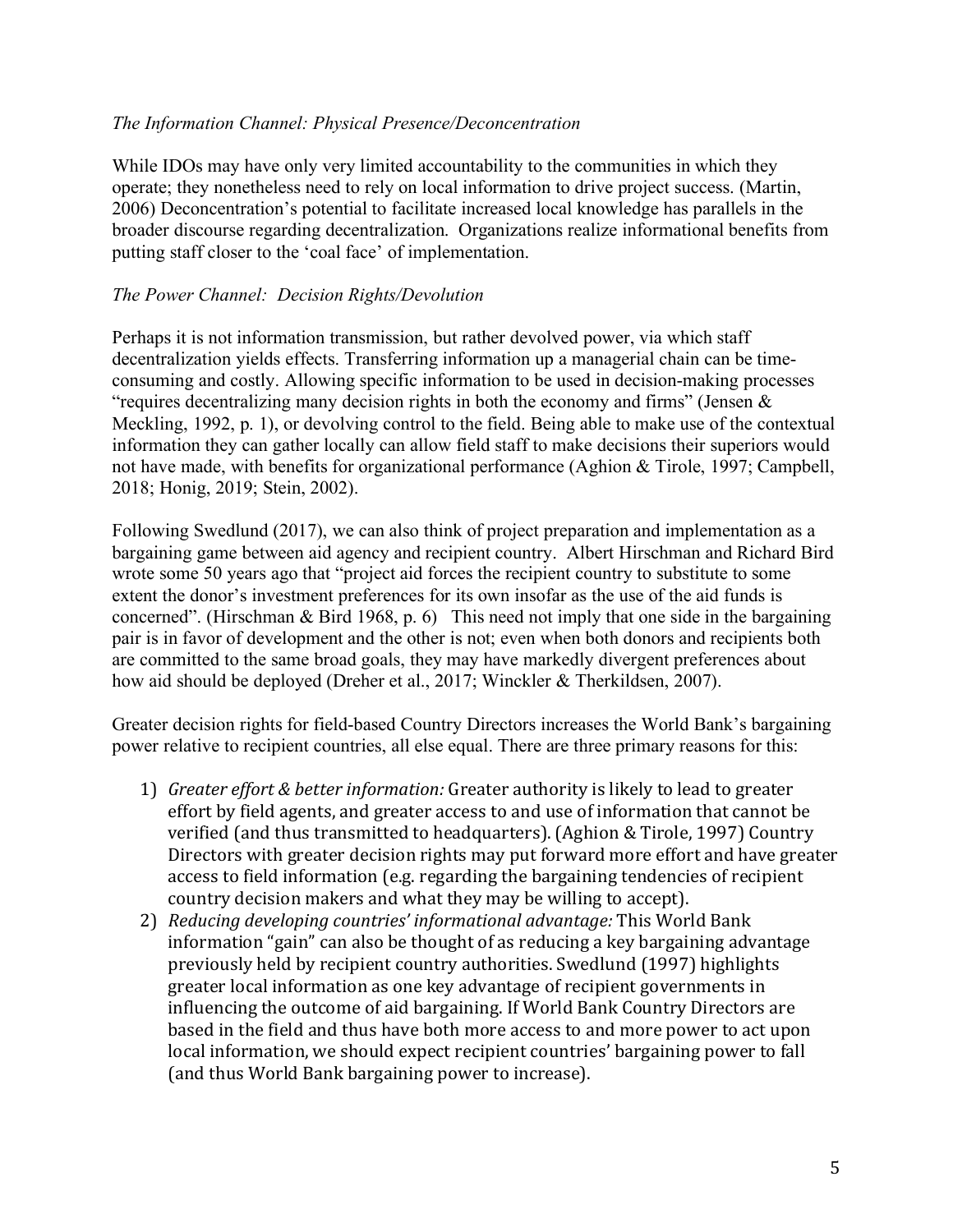*The Information Channel: Physical Presence/Deconcentration*

While IDOs may have only very limited accountability to the communities in which they operate; they nonetheless need to rely on local information to drive project success. (Martin, 2006) Deconcentration's potential to facilitate increased local knowledge has parallels in the broader discourse regarding decentralization. Organizations realize informational benefits from putting staff closer to the 'coal face' of implementation.

*The Power Channel: Decision Rights/Devolution*

Perhaps it is not information transmission, but rather devolved power, via which staff decentralization yields effects. Transferring information up a managerial chain can be time-consuming and costly. Allowing specific information to be used in decision-making processes "requires decentralizing many decision rights in both the economy and firms" (Jensen & Meckling, 1992, p. 1), or devolving control to the field. Being able to make use of the contextual information they can gather locally can allow field staff to make decisions their superiors would not have made, with benefits for organizational performance (Aghion & Tirole, 1997; Campbell, 2018; Honig, 2019; Stein, 2002).

Following Swedlund (2017), we can also think of project preparation and implementation as a bargaining game between aid agency and recipient country. Albert Hirschman and Richard Bird wrote some 50 years ago that "project aid forces the recipient country to substitute to some extent the donor's investment preferences for its own insofar as the use of the aid funds is concerned". (Hirschman & Bird 1968, p. 6) This need not imply that one side in the bargaining pair is in favor of development and the other is not; even when both donors and recipients both are committed to the same broad goals, they may have markedly divergent preferences about how aid should be deployed (Dreher et al., 2017; Winckler & Therkildsen, 2007).

Greater decision rights for field-based Country Directors increases the World Bank's bargaining power relative to recipient countries, all else equal. There are three primary reasons for this:

1) *Greater effort & better information:* Greater authority is likely to lead to greater effort by field agents, and greater access to and use of information that cannot be verified (and thus transmitted to headquarters). (Aghion & Tirole, 1997) Country Directors with greater decision rights may put forward more effort and have greater access to field information (e.g. regarding the bargaining tendencies of recipient country decision makers and what they may be willing to accept).
2) *Reducing developing countries' informational advantage:* This World Bank information "gain" can also be thought of as reducing a key bargaining advantage previously held by recipient country authorities. Swedlund (1997) highlights greater local information as one key advantage of recipient governments in influencing the outcome of aid bargaining. If World Bank Country Directors are based in the field and thus have both more access to and more power to act upon local information, we should expect recipient countries' bargaining power to fall (and thus World Bank bargaining power to increase).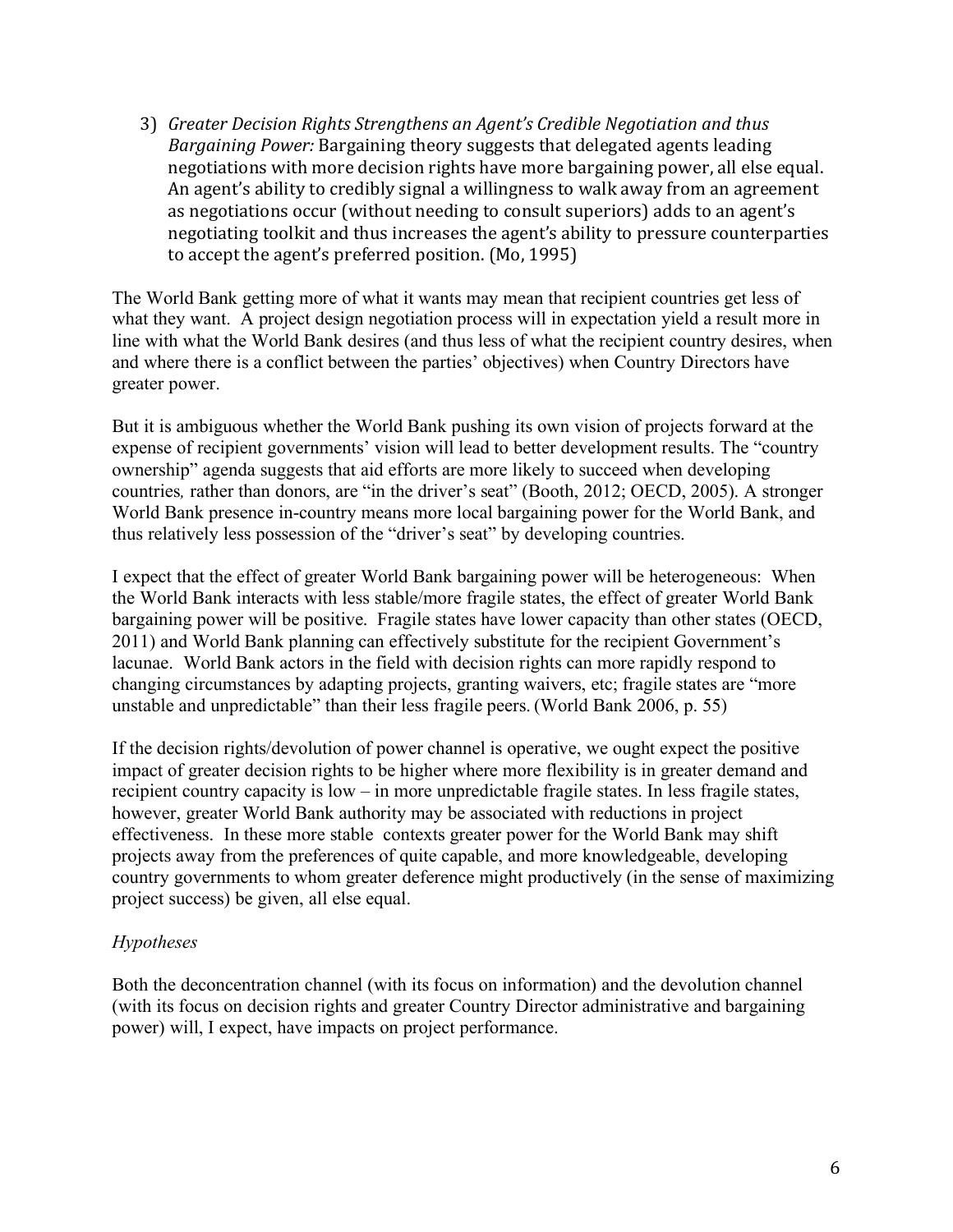3) *Greater Decision Rights Strengthens an Agent's Credible Negotiation and thus Bargaining Power:* Bargaining theory suggests that delegated agents leading negotiations with more decision rights have more bargaining power, all else equal. An agent's ability to credibly signal a willingness to walk away from an agreement as negotiations occur (without needing to consult superiors) adds to an agent's negotiating toolkit and thus increases the agent's ability to pressure counterparties to accept the agent's preferred position. (Mo, 1995)

The World Bank getting more of what it wants may mean that recipient countries get less of what they want. A project design negotiation process will in expectation yield a result more in line with what the World Bank desires (and thus less of what the recipient country desires, when and where there is a conflict between the parties' objectives) when Country Directors have greater power.

But it is ambiguous whether the World Bank pushing its own vision of projects forward at the expense of recipient governments' vision will lead to better development results. The "country ownership" agenda suggests that aid efforts are more likely to succeed when developing countries, rather than donors, are "in the driver's seat" (Booth, 2012; OECD, 2005). A stronger World Bank presence in-country means more local bargaining power for the World Bank, and thus relatively less possession of the "driver's seat" by developing countries.

I expect that the effect of greater World Bank bargaining power will be heterogeneous: When the World Bank interacts with less stable/more fragile states, the effect of greater World Bank bargaining power will be positive. Fragile states have lower capacity than other states (OECD, 2011) and World Bank planning can effectively substitute for the recipient Government's lacunae. World Bank actors in the field with decision rights can more rapidly respond to changing circumstances by adapting projects, granting waivers, etc; fragile states are "more unstable and unpredictable" than their less fragile peers. (World Bank 2006, p. 55)

If the decision rights/devolution of power channel is operative, we ought expect the positive impact of greater decision rights to be higher where more flexibility is in greater demand and recipient country capacity is low – in more unpredictable fragile states. In less fragile states, however, greater World Bank authority may be associated with reductions in project effectiveness. In these more stable contexts greater power for the World Bank may shift projects away from the preferences of quite capable, and more knowledgeable, developing country governments to whom greater deference might productively (in the sense of maximizing project success) be given, all else equal.

*Hypotheses*

Both the deconcentration channel (with its focus on information) and the devolution channel (with its focus on decision rights and greater Country Director administrative and bargaining power) will, I expect, have impacts on project performance.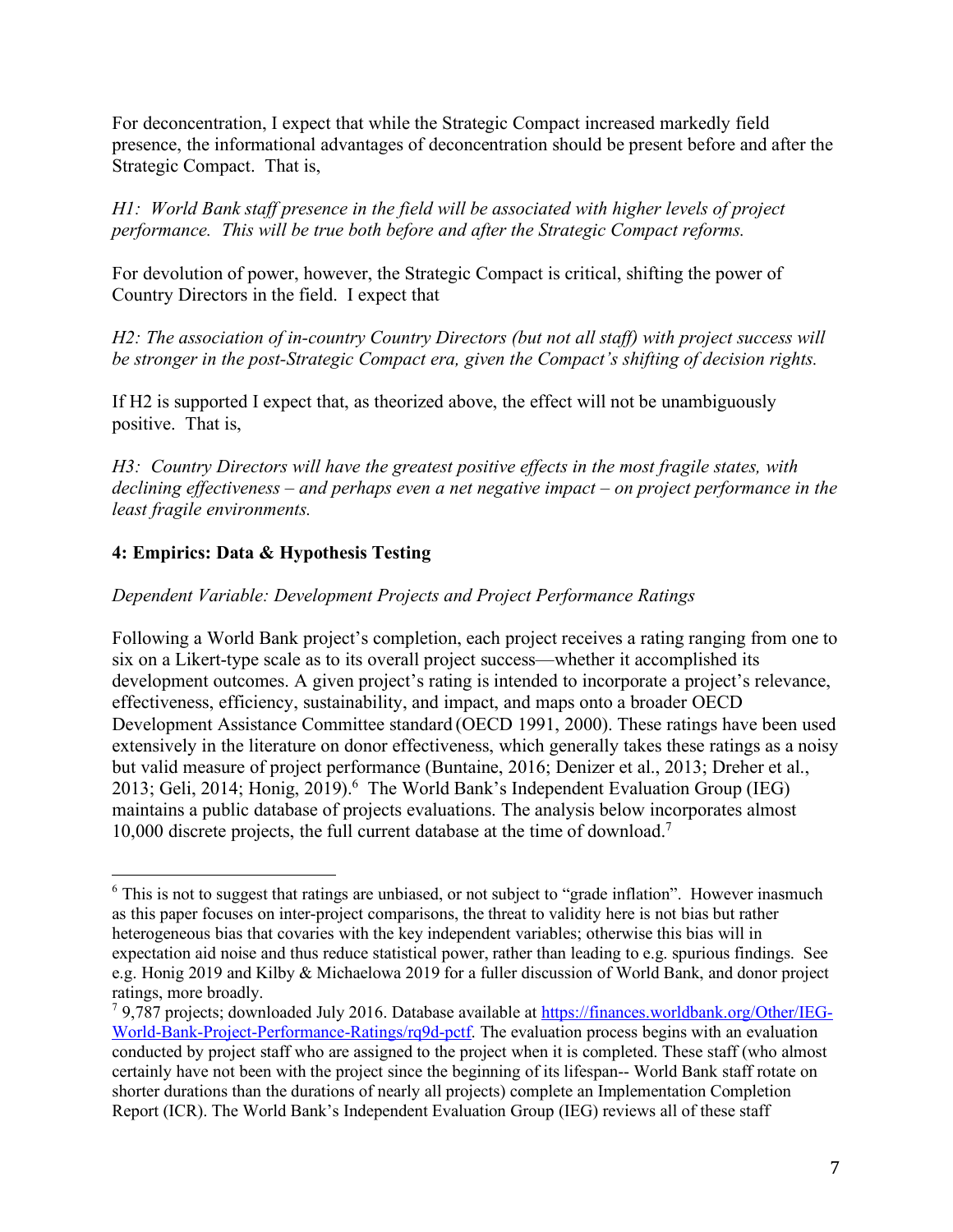For deconcentration, I expect that while the Strategic Compact increased markedly field presence, the informational advantages of deconcentration should be present before and after the Strategic Compact. That is,

*H1: World Bank staff presence in the field will be associated with higher levels of project performance. This will be true both before and after the Strategic Compact reforms.*

For devolution of power, however, the Strategic Compact is critical, shifting the power of Country Directors in the field. I expect that

*H2: The association of in-country Country Directors (but not all staff) with project success will be stronger in the post-Strategic Compact era, given the Compact's shifting of decision rights.*

If H2 is supported I expect that, as theorized above, the effect will not be unambiguously positive. That is,

*H3: Country Directors will have the greatest positive effects in the most fragile states, with declining effectiveness – and perhaps even a net negative impact – on project performance in the least fragile environments.*

## 4: Empirics: Data & Hypothesis Testing

*Dependent Variable: Development Projects and Project Performance Ratings*

Following a World Bank project's completion, each project receives a rating ranging from one to six on a Likert-type scale as to its overall project success—whether it accomplished its development outcomes. A given project's rating is intended to incorporate a project's relevance, effectiveness, efficiency, sustainability, and impact, and maps onto a broader OECD Development Assistance Committee standard (OECD 1991, 2000). These ratings have been used extensively in the literature on donor effectiveness, which generally takes these ratings as a noisy but valid measure of project performance (Buntaine, 2016; Denizer et al., 2013; Dreher et al., 2013; Geli, 2014; Honig, 2019).[6] The World Bank's Independent Evaluation Group (IEG) maintains a public database of projects evaluations. The analysis below incorporates almost 10,000 discrete projects, the full current database at the time of download.[7]

---

[6] This is not to suggest that ratings are unbiased, or not subject to "grade inflation". However inasmuch as this paper focuses on inter-project comparisons, the threat to validity here is not bias but rather heterogeneous bias that covaries with the key independent variables; otherwise this bias will in expectation aid noise and thus reduce statistical power, rather than leading to e.g. spurious findings. See e.g. Honig 2019 and Kilby & Michaelowa 2019 for a fuller discussion of World Bank, and donor project ratings, more broadly.

[7] 9,787 projects; downloaded July 2016. Database available at https://finances.worldbank.org/Other/IEG-World-Bank-Project-Performance-Ratings/rq9d-pctf. The evaluation process begins with an evaluation conducted by project staff who are assigned to the project when it is completed. These staff (who almost certainly have not been with the project since the beginning of its lifespan-- World Bank staff rotate on shorter durations than the durations of nearly all projects) complete an Implementation Completion Report (ICR). The World Bank's Independent Evaluation Group (IEG) reviews all of these staff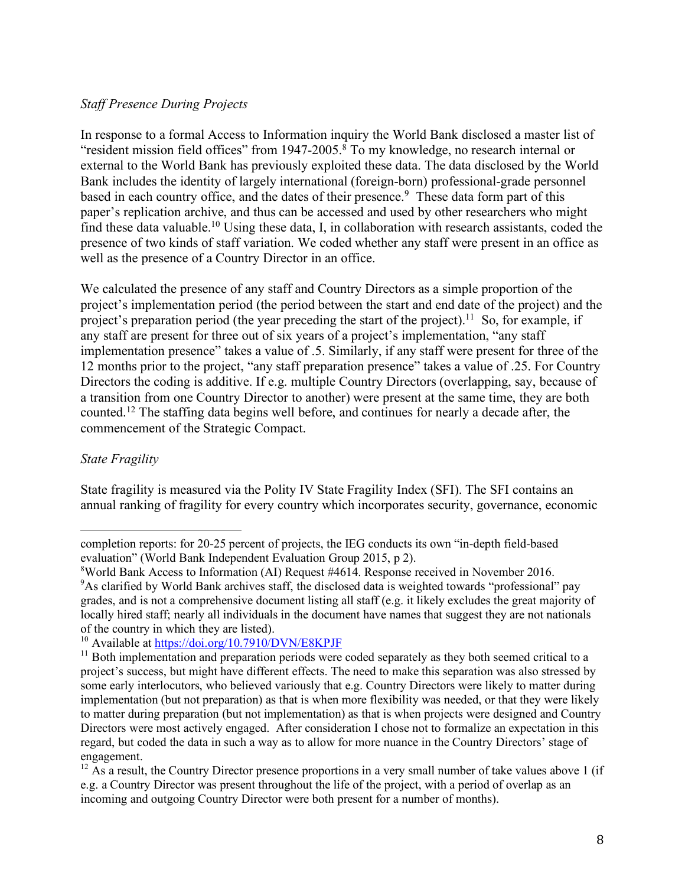*Staff Presence During Projects*

In response to a formal Access to Information inquiry the World Bank disclosed a master list of "resident mission field offices" from 1947-2005.[8] To my knowledge, no research internal or external to the World Bank has previously exploited these data. The data disclosed by the World Bank includes the identity of largely international (foreign-born) professional-grade personnel based in each country office, and the dates of their presence.[9] These data form part of this paper's replication archive, and thus can be accessed and used by other researchers who might find these data valuable.[10] Using these data, I, in collaboration with research assistants, coded the presence of two kinds of staff variation. We coded whether any staff were present in an office as well as the presence of a Country Director in an office.

We calculated the presence of any staff and Country Directors as a simple proportion of the project's implementation period (the period between the start and end date of the project) and the project's preparation period (the year preceding the start of the project).[11] So, for example, if any staff are present for three out of six years of a project's implementation, "any staff implementation presence" takes a value of .5. Similarly, if any staff were present for three of the 12 months prior to the project, "any staff preparation presence" takes a value of .25. For Country Directors the coding is additive. If e.g. multiple Country Directors (overlapping, say, because of a transition from one Country Director to another) were present at the same time, they are both counted.[12] The staffing data begins well before, and continues for nearly a decade after, the commencement of the Strategic Compact.

*State Fragility*

State fragility is measured via the Polity IV State Fragility Index (SFI). The SFI contains an annual ranking of fragility for every country which incorporates security, governance, economic

---

completion reports: for 20-25 percent of projects, the IEG conducts its own "in-depth field-based evaluation" (World Bank Independent Evaluation Group 2015, p 2).

[8] World Bank Access to Information (AI) Request #4614. Response received in November 2016.

[9] As clarified by World Bank archives staff, the disclosed data is weighted towards "professional" pay grades, and is not a comprehensive document listing all staff (e.g. it likely excludes the great majority of locally hired staff; nearly all individuals in the document have names that suggest they are not nationals of the country in which they are listed).

[10] Available at https://doi.org/10.7910/DVN/E8KPJF

[11] Both implementation and preparation periods were coded separately as they both seemed critical to a project's success, but might have different effects. The need to make this separation was also stressed by some early interlocutors, who believed variously that e.g. Country Directors were likely to matter during implementation (but not preparation) as that is when more flexibility was needed, or that they were likely to matter during preparation (but not implementation) as that is when projects were designed and Country Directors were most actively engaged. After consideration I chose not to formalize an expectation in this regard, but coded the data in such a way as to allow for more nuance in the Country Directors' stage of engagement.

[12] As a result, the Country Director presence proportions in a very small number of take values above 1 (if e.g. a Country Director was present throughout the life of the project, with a period of overlap as an incoming and outgoing Country Director were both present for a number of months).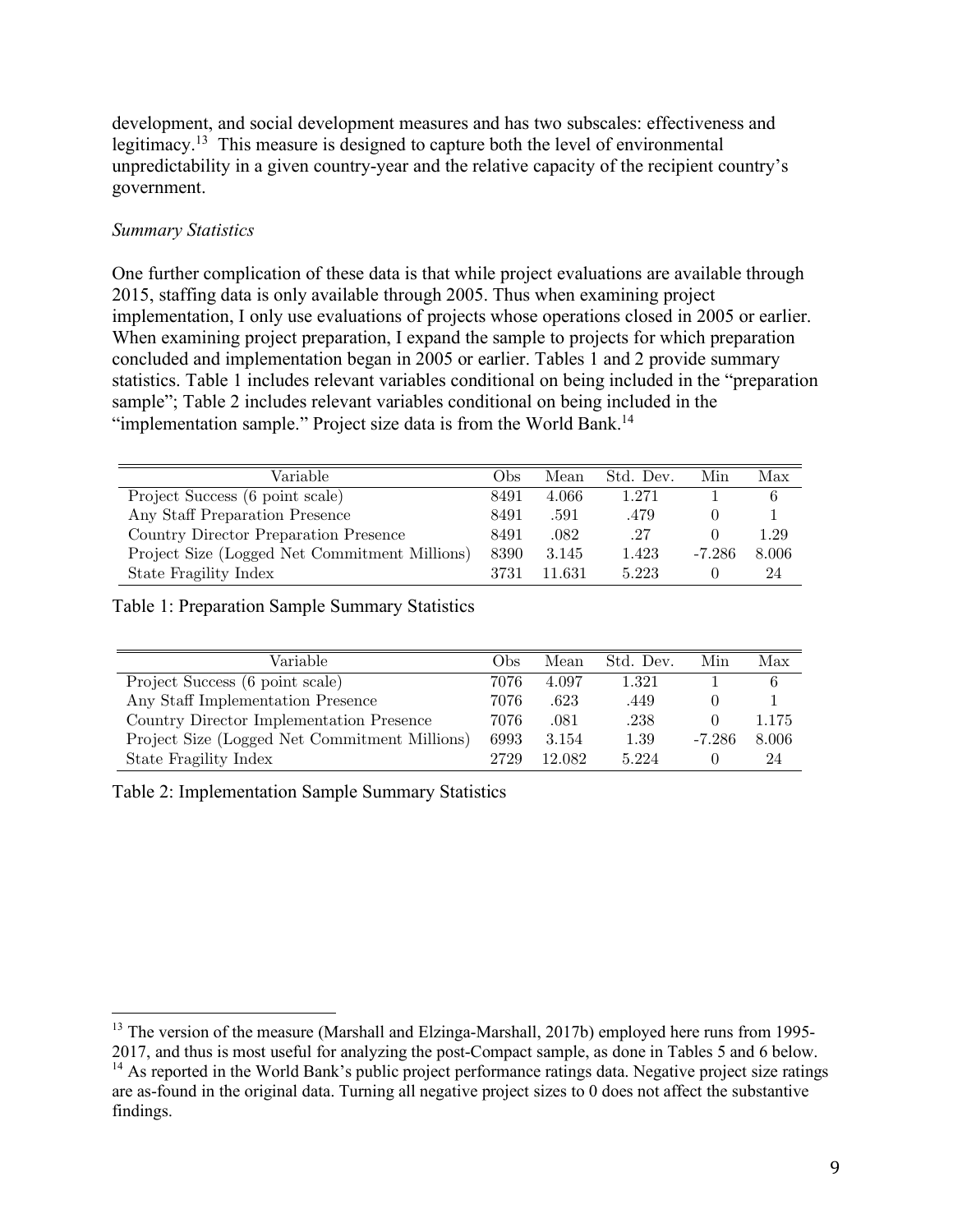development, and social development measures and has two subscales: effectiveness and legitimacy.[13] This measure is designed to capture both the level of environmental unpredictability in a given country-year and the relative capacity of the recipient country's government.

*Summary Statistics*

One further complication of these data is that while project evaluations are available through 2015, staffing data is only available through 2005. Thus when examining project implementation, I only use evaluations of projects whose operations closed in 2005 or earlier. When examining project preparation, I expand the sample to projects for which preparation concluded and implementation began in 2005 or earlier. Tables 1 and 2 provide summary statistics. Table 1 includes relevant variables conditional on being included in the "preparation sample"; Table 2 includes relevant variables conditional on being included in the "implementation sample." Project size data is from the World Bank.[14]

| Variable | Obs | Mean | Std. Dev. | Min | Max |
|---|---|---|---|---|---|
| Project Success (6 point scale) | 8491 | 4.066 | 1.271 | 1 | 6 |
| Any Staff Preparation Presence | 8491 | .591 | .479 | 0 | 1 |
| Country Director Preparation Presence | 8491 | .082 | .27 | 0 | 1.29 |
| Project Size (Logged Net Commitment Millions) | 8390 | 3.145 | 1.423 | -7.286 | 8.006 |
| State Fragility Index | 3731 | 11.631 | 5.223 | 0 | 24 |

Table 1: Preparation Sample Summary Statistics

| Variable | Obs | Mean | Std. Dev. | Min | Max |
|---|---|---|---|---|---|
| Project Success (6 point scale) | 7076 | 4.097 | 1.321 | 1 | 6 |
| Any Staff Implementation Presence | 7076 | .623 | .449 | 0 | 1 |
| Country Director Implementation Presence | 7076 | .081 | .238 | 0 | 1.175 |
| Project Size (Logged Net Commitment Millions) | 6993 | 3.154 | 1.39 | -7.286 | 8.006 |
| State Fragility Index | 2729 | 12.082 | 5.224 | 0 | 24 |

Table 2: Implementation Sample Summary Statistics

[13] The version of the measure (Marshall and Elzinga-Marshall, 2017b) employed here runs from 1995-2017, and thus is most useful for analyzing the post-Compact sample, as done in Tables 5 and 6 below.

[14] As reported in the World Bank's public project performance ratings data. Negative project size ratings are as-found in the original data. Turning all negative project sizes to 0 does not affect the substantive findings.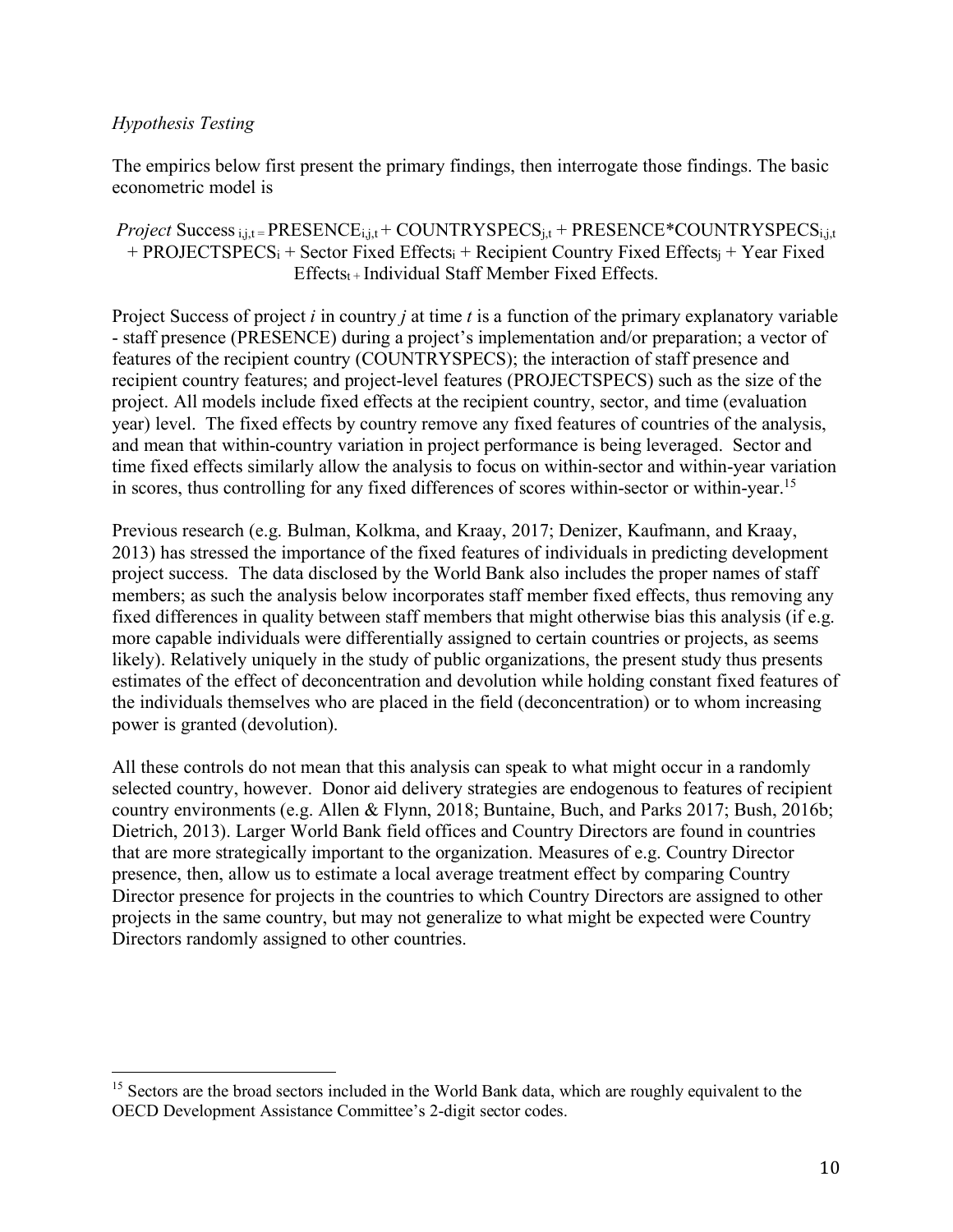*Hypothesis Testing*

The empirics below first present the primary findings, then interrogate those findings. The basic econometric model is

$$\textit{Project}\ \text{Success}_{i,j,t} = \text{PRESENCE}_{i,j,t} + \text{COUNTRYSPECS}_{j,t} + \text{PRESENCE*COUNTRYSPECS}_{i,j,t} + \text{PROJECTSPECS}_i + \text{Sector Fixed Effects}_i + \text{Recipient Country Fixed Effects}_j + \text{Year Fixed Effects}_t + \text{Individual Staff Member Fixed Effects.}$$

Project Success of project *i* in country *j* at time *t* is a function of the primary explanatory variable - staff presence (PRESENCE) during a project's implementation and/or preparation; a vector of features of the recipient country (COUNTRYSPECS); the interaction of staff presence and recipient country features; and project-level features (PROJECTSPECS) such as the size of the project. All models include fixed effects at the recipient country, sector, and time (evaluation year) level. The fixed effects by country remove any fixed features of countries of the analysis, and mean that within-country variation in project performance is being leveraged. Sector and time fixed effects similarly allow the analysis to focus on within-sector and within-year variation in scores, thus controlling for any fixed differences of scores within-sector or within-year.[15]

Previous research (e.g. Bulman, Kolkma, and Kraay, 2017; Denizer, Kaufmann, and Kraay, 2013) has stressed the importance of the fixed features of individuals in predicting development project success. The data disclosed by the World Bank also includes the proper names of staff members; as such the analysis below incorporates staff member fixed effects, thus removing any fixed differences in quality between staff members that might otherwise bias this analysis (if e.g. more capable individuals were differentially assigned to certain countries or projects, as seems likely). Relatively uniquely in the study of public organizations, the present study thus presents estimates of the effect of deconcentration and devolution while holding constant fixed features of the individuals themselves who are placed in the field (deconcentration) or to whom increasing power is granted (devolution).

All these controls do not mean that this analysis can speak to what might occur in a randomly selected country, however. Donor aid delivery strategies are endogenous to features of recipient country environments (e.g. Allen & Flynn, 2018; Buntaine, Buch, and Parks 2017; Bush, 2016b; Dietrich, 2013). Larger World Bank field offices and Country Directors are found in countries that are more strategically important to the organization. Measures of e.g. Country Director presence, then, allow us to estimate a local average treatment effect by comparing Country Director presence for projects in the countries to which Country Directors are assigned to other projects in the same country, but may not generalize to what might be expected were Country Directors randomly assigned to other countries.

---

[15] Sectors are the broad sectors included in the World Bank data, which are roughly equivalent to the OECD Development Assistance Committee's 2-digit sector codes.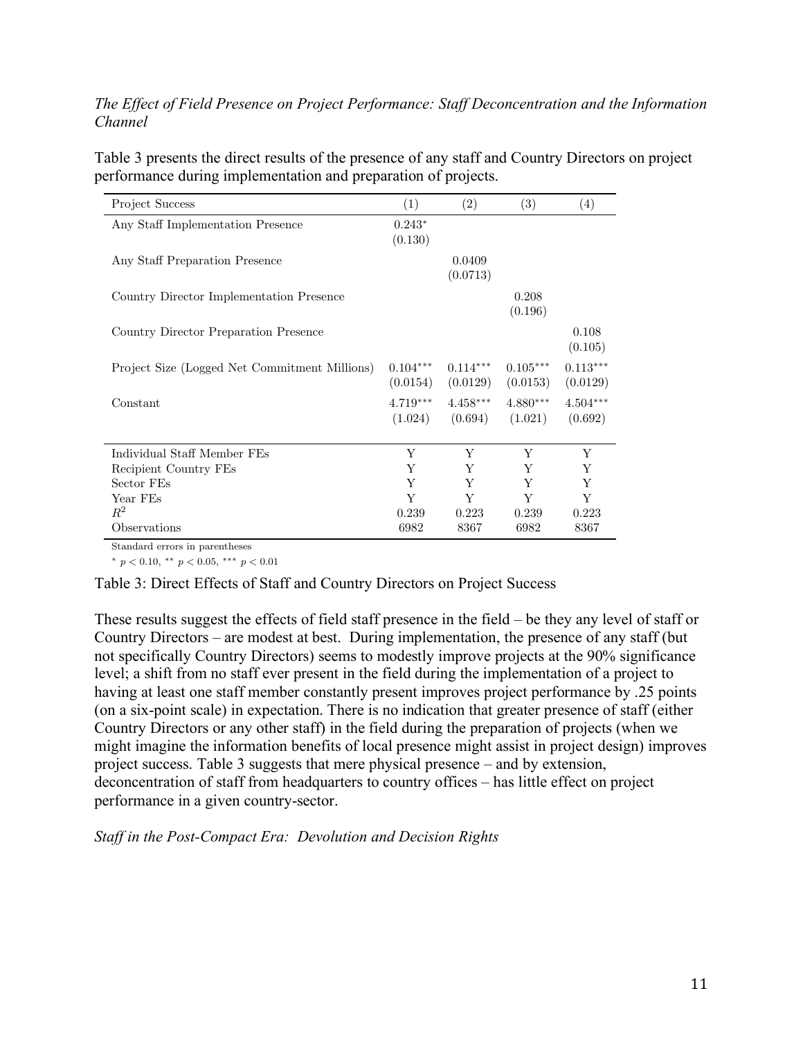*The Effect of Field Presence on Project Performance: Staff Deconcentration and the Information Channel*

Table 3 presents the direct results of the presence of any staff and Country Directors on project performance during implementation and preparation of projects.

| Project Success | (1) | (2) | (3) | (4) |
|---|---|---|---|---|
| Any Staff Implementation Presence | $0.243^{*}$ (0.130) | | | |
| Any Staff Preparation Presence | | 0.0409 (0.0713) | | |
| Country Director Implementation Presence | | | 0.208 (0.196) | |
| Country Director Preparation Presence | | | | 0.108 (0.105) |
| Project Size (Logged Net Commitment Millions) | $0.104^{***}$ (0.0154) | $0.114^{***}$ (0.0129) | $0.105^{***}$ (0.0153) | $0.113^{***}$ (0.0129) |
| Constant | $4.719^{***}$ (1.024) | $4.458^{***}$ (0.694) | $4.880^{***}$ (1.021) | $4.504^{***}$ (0.692) |
| Individual Staff Member FEs | Y | Y | Y | Y |
| Recipient Country FEs | Y | Y | Y | Y |
| Sector FEs | Y | Y | Y | Y |
| Year FEs | Y | Y | Y | Y |
| $R^2$ | 0.239 | 0.223 | 0.239 | 0.223 |
| Observations | 6982 | 8367 | 6982 | 8367 |

Standard errors in parentheses

$^{*}$ $p < 0.10$, $^{**}$ $p < 0.05$, $^{***}$ $p < 0.01$

Table 3: Direct Effects of Staff and Country Directors on Project Success

These results suggest the effects of field staff presence in the field – be they any level of staff or Country Directors – are modest at best. During implementation, the presence of any staff (but not specifically Country Directors) seems to modestly improve projects at the 90% significance level; a shift from no staff ever present in the field during the implementation of a project to having at least one staff member constantly present improves project performance by .25 points (on a six-point scale) in expectation. There is no indication that greater presence of staff (either Country Directors or any other staff) in the field during the preparation of projects (when we might imagine the information benefits of local presence might assist in project design) improves project success. Table 3 suggests that mere physical presence – and by extension, deconcentration of staff from headquarters to country offices – has little effect on project performance in a given country-sector.

*Staff in the Post-Compact Era: Devolution and Decision Rights*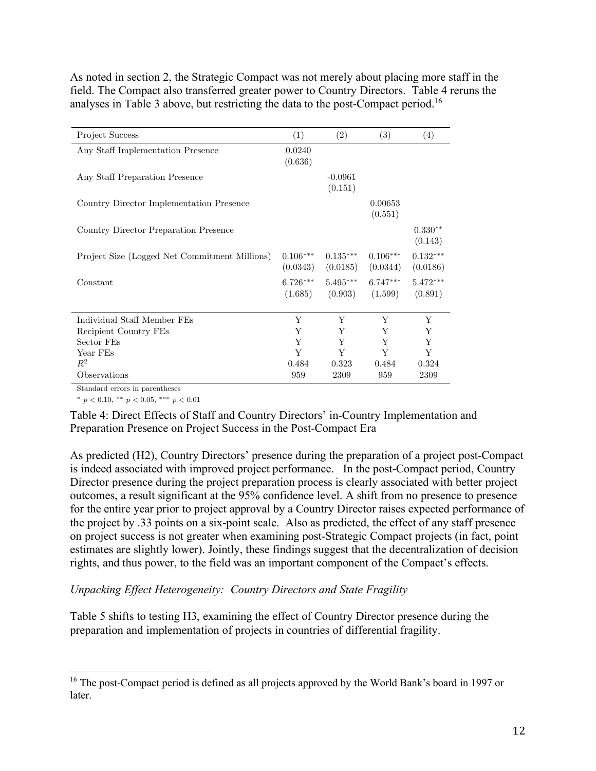As noted in section 2, the Strategic Compact was not merely about placing more staff in the field. The Compact also transferred greater power to Country Directors. Table 4 reruns the analyses in Table 3 above, but restricting the data to the post-Compact period.[16]

| Project Success | (1) | (2) | (3) | (4) |
|---|---|---|---|---|
| Any Staff Implementation Presence | 0.0240 (0.636) | | | |
| Any Staff Preparation Presence | | -0.0961 (0.151) | | |
| Country Director Implementation Presence | | | 0.00653 (0.551) | |
| Country Director Preparation Presence | | | | $0.330^{**}$ (0.143) |
| Project Size (Logged Net Commitment Millions) | $0.106^{***}$ (0.0343) | $0.135^{***}$ (0.0185) | $0.106^{***}$ (0.0344) | $0.132^{***}$ (0.0186) |
| Constant | $6.726^{***}$ (1.685) | $5.495^{***}$ (0.903) | $6.747^{***}$ (1.599) | $5.472^{***}$ (0.891) |
| Individual Staff Member FEs | Y | Y | Y | Y |
| Recipient Country FEs | Y | Y | Y | Y |
| Sector FEs | Y | Y | Y | Y |
| Year FEs | Y | Y | Y | Y |
| $R^2$ | 0.484 | 0.323 | 0.484 | 0.324 |
| Observations | 959 | 2309 | 959 | 2309 |

Standard errors in parentheses

$^{*}$ $p < 0.10$, $^{**}$ $p < 0.05$, $^{***}$ $p < 0.01$

Table 4: Direct Effects of Staff and Country Directors' in-Country Implementation and Preparation Presence on Project Success in the Post-Compact Era

As predicted (H2), Country Directors' presence during the preparation of a project post-Compact is indeed associated with improved project performance. In the post-Compact period, Country Director presence during the project preparation process is clearly associated with better project outcomes, a result significant at the 95% confidence level. A shift from no presence to presence for the entire year prior to project approval by a Country Director raises expected performance of the project by .33 points on a six-point scale. Also as predicted, the effect of any staff presence on project success is not greater when examining post-Strategic Compact projects (in fact, point estimates are slightly lower). Jointly, these findings suggest that the decentralization of decision rights, and thus power, to the field was an important component of the Compact's effects.

*Unpacking Effect Heterogeneity: Country Directors and State Fragility*

Table 5 shifts to testing H3, examining the effect of Country Director presence during the preparation and implementation of projects in countries of differential fragility.

[16] The post-Compact period is defined as all projects approved by the World Bank's board in 1997 or later.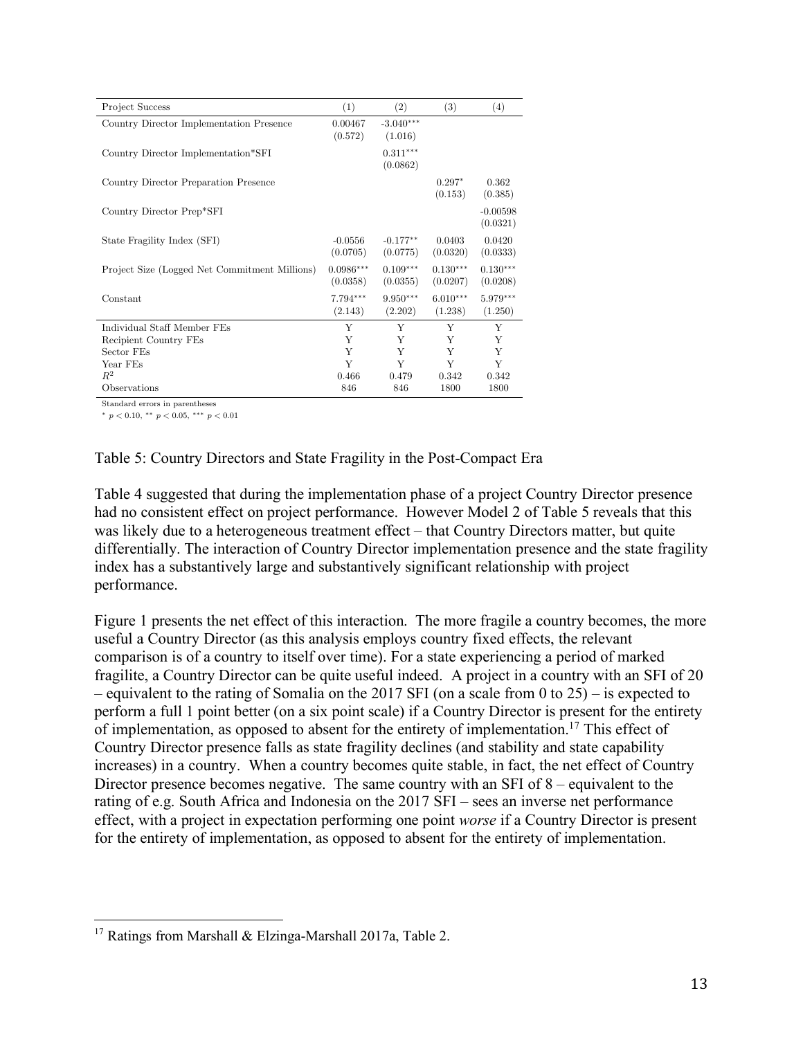| Project Success | (1) | (2) | (3) | (4) |
|---|---|---|---|---|
| Country Director Implementation Presence | 0.00467 | $-3.040^{***}$ | | |
| | (0.572) | (1.016) | | |
| Country Director Implementation*SFI | | $0.311^{***}$ | | |
| | | (0.0862) | | |
| Country Director Preparation Presence | | | $0.297^{*}$ | 0.362 |
| | | | (0.153) | (0.385) |
| Country Director Prep*SFI | | | | -0.00598 |
| | | | | (0.0321) |
| State Fragility Index (SFI) | -0.0556 | $-0.177^{**}$ | 0.0403 | 0.0420 |
| | (0.0705) | (0.0775) | (0.0320) | (0.0333) |
| Project Size (Logged Net Commitment Millions) | $0.0986^{***}$ | $0.109^{***}$ | $0.130^{***}$ | $0.130^{***}$ |
| | (0.0358) | (0.0355) | (0.0207) | (0.0208) |
| Constant | $7.794^{***}$ | $9.950^{***}$ | $6.010^{***}$ | $5.979^{***}$ |
| | (2.143) | (2.202) | (1.238) | (1.250) |
| Individual Staff Member FEs | Y | Y | Y | Y |
| Recipient Country FEs | Y | Y | Y | Y |
| Sector FEs | Y | Y | Y | Y |
| Year FEs | Y | Y | Y | Y |
| $R^2$ | 0.466 | 0.479 | 0.342 | 0.342 |
| Observations | 846 | 846 | 1800 | 1800 |

Standard errors in parentheses

$^{*}$ $p < 0.10$, $^{**}$ $p < 0.05$, $^{***}$ $p < 0.01$

Table 5: Country Directors and State Fragility in the Post-Compact Era

Table 4 suggested that during the implementation phase of a project Country Director presence had no consistent effect on project performance. However Model 2 of Table 5 reveals that this was likely due to a heterogeneous treatment effect – that Country Directors matter, but quite differentially. The interaction of Country Director implementation presence and the state fragility index has a substantively large and substantively significant relationship with project performance.

Figure 1 presents the net effect of this interaction. The more fragile a country becomes, the more useful a Country Director (as this analysis employs country fixed effects, the relevant comparison is of a country to itself over time). For a state experiencing a period of marked fragilite, a Country Director can be quite useful indeed. A project in a country with an SFI of 20 – equivalent to the rating of Somalia on the 2017 SFI (on a scale from 0 to 25) – is expected to perform a full 1 point better (on a six point scale) if a Country Director is present for the entirety of implementation, as opposed to absent for the entirety of implementation.[17] This effect of Country Director presence falls as state fragility declines (and stability and state capability increases) in a country. When a country becomes quite stable, in fact, the net effect of Country Director presence becomes negative. The same country with an SFI of 8 – equivalent to the rating of e.g. South Africa and Indonesia on the 2017 SFI – sees an inverse net performance effect, with a project in expectation performing one point *worse* if a Country Director is present for the entirety of implementation, as opposed to absent for the entirety of implementation.

[17] Ratings from Marshall & Elzinga-Marshall 2017a, Table 2.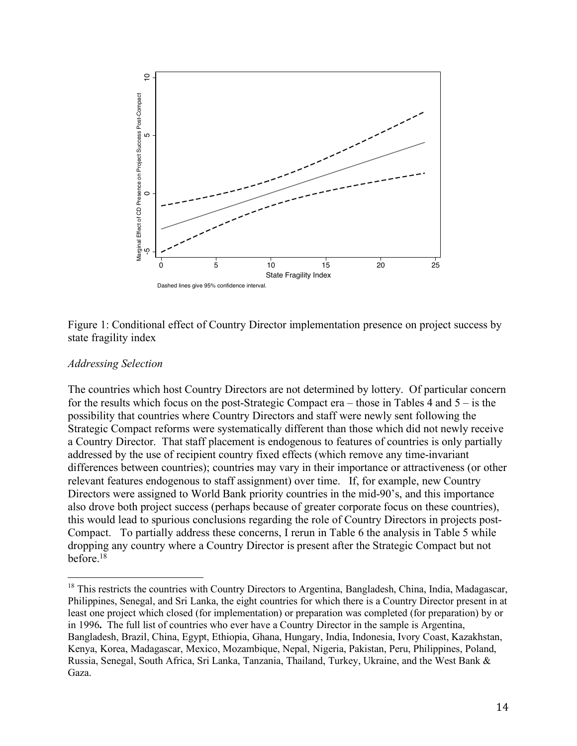Figure 1: Conditional effect of Country Director implementation presence on project success by state fragility index

*Addressing Selection*

The countries which host Country Directors are not determined by lottery. Of particular concern for the results which focus on the post-Strategic Compact era – those in Tables 4 and 5 – is the possibility that countries where Country Directors and staff were newly sent following the Strategic Compact reforms were systematically different than those which did not newly receive a Country Director. That staff placement is endogenous to features of countries is only partially addressed by the use of recipient country fixed effects (which remove any time-invariant differences between countries); countries may vary in their importance or attractiveness (or other relevant features endogenous to staff assignment) over time. If, for example, new Country Directors were assigned to World Bank priority countries in the mid-90's, and this importance also drove both project success (perhaps because of greater corporate focus on these countries), this would lead to spurious conclusions regarding the role of Country Directors in projects post-Compact. To partially address these concerns, I rerun in Table 6 the analysis in Table 5 while dropping any country where a Country Director is present after the Strategic Compact but not before.[18]

[18] This restricts the countries with Country Directors to Argentina, Bangladesh, China, India, Madagascar, Philippines, Senegal, and Sri Lanka, the eight countries for which there is a Country Director present in at least one project which closed (for implementation) or preparation was completed (for preparation) by or in 1996**.** The full list of countries who ever have a Country Director in the sample is Argentina, Bangladesh, Brazil, China, Egypt, Ethiopia, Ghana, Hungary, India, Indonesia, Ivory Coast, Kazakhstan, Kenya, Korea, Madagascar, Mexico, Mozambique, Nepal, Nigeria, Pakistan, Peru, Philippines, Poland, Russia, Senegal, South Africa, Sri Lanka, Tanzania, Thailand, Turkey, Ukraine, and the West Bank & Gaza.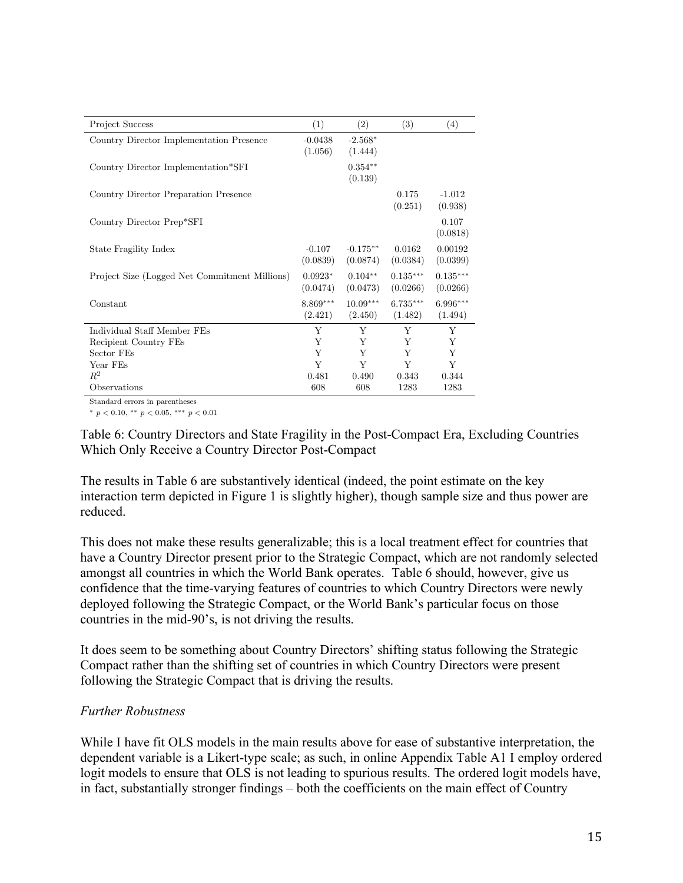| Project Success | (1) | (2) | (3) | (4) |
|---|---|---|---|---|
| Country Director Implementation Presence | -0.0438 | $-2.568^{*}$ | | |
| | (1.056) | (1.444) | | |
| Country Director Implementation*SFI | | $0.354^{**}$ | | |
| | | (0.139) | | |
| Country Director Preparation Presence | | | 0.175 | -1.012 |
| | | | (0.251) | (0.938) |
| Country Director Prep*SFI | | | | 0.107 |
| | | | | (0.0818) |
| State Fragility Index | -0.107 | $-0.175^{**}$ | 0.0162 | 0.00192 |
| | (0.0839) | (0.0874) | (0.0384) | (0.0399) |
| Project Size (Logged Net Commitment Millions) | $0.0923^{*}$ | $0.104^{**}$ | $0.135^{***}$ | $0.135^{***}$ |
| | (0.0474) | (0.0473) | (0.0266) | (0.0266) |
| Constant | $8.869^{***}$ | $10.09^{***}$ | $6.735^{***}$ | $6.996^{***}$ |
| | (2.421) | (2.450) | (1.482) | (1.494) |
| Individual Staff Member FEs | Y | Y | Y | Y |
| Recipient Country FEs | Y | Y | Y | Y |
| Sector FEs | Y | Y | Y | Y |
| Year FEs | Y | Y | Y | Y |
| $R^2$ | 0.481 | 0.490 | 0.343 | 0.344 |
| Observations | 608 | 608 | 1283 | 1283 |

Standard errors in parentheses

$^{*}$ $p < 0.10$, $^{**}$ $p < 0.05$, $^{***}$ $p < 0.01$

Table 6: Country Directors and State Fragility in the Post-Compact Era, Excluding Countries Which Only Receive a Country Director Post-Compact

The results in Table 6 are substantively identical (indeed, the point estimate on the key interaction term depicted in Figure 1 is slightly higher), though sample size and thus power are reduced.

This does not make these results generalizable; this is a local treatment effect for countries that have a Country Director present prior to the Strategic Compact, which are not randomly selected amongst all countries in which the World Bank operates. Table 6 should, however, give us confidence that the time-varying features of countries to which Country Directors were newly deployed following the Strategic Compact, or the World Bank's particular focus on those countries in the mid-90's, is not driving the results.

It does seem to be something about Country Directors' shifting status following the Strategic Compact rather than the shifting set of countries in which Country Directors were present following the Strategic Compact that is driving the results.

*Further Robustness*

While I have fit OLS models in the main results above for ease of substantive interpretation, the dependent variable is a Likert-type scale; as such, in online Appendix Table A1 I employ ordered logit models to ensure that OLS is not leading to spurious results. The ordered logit models have, in fact, substantially stronger findings – both the coefficients on the main effect of Country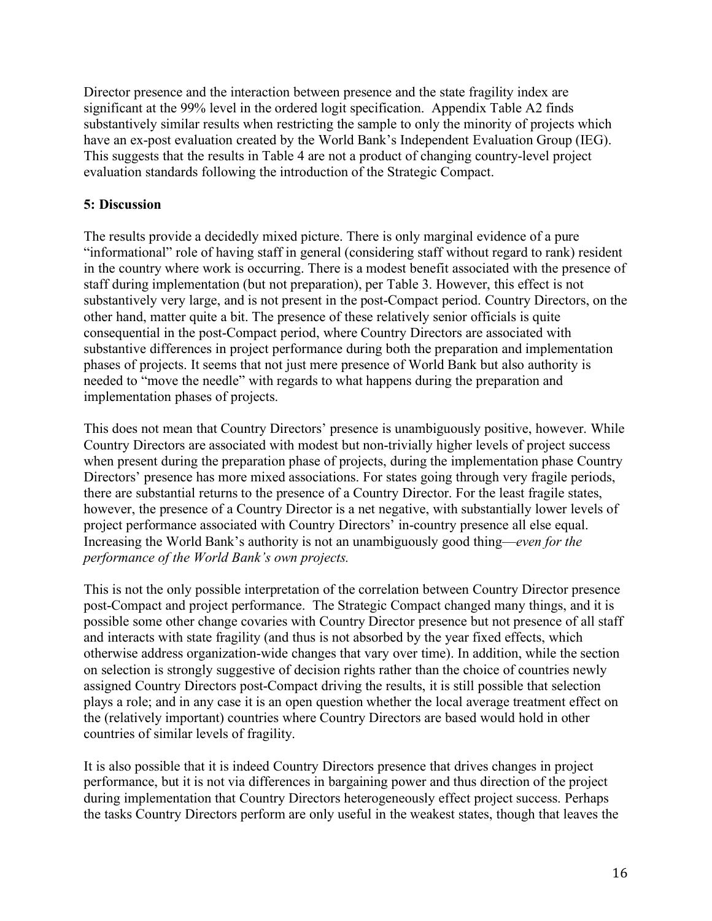Director presence and the interaction between presence and the state fragility index are significant at the 99% level in the ordered logit specification. Appendix Table A2 finds substantively similar results when restricting the sample to only the minority of projects which have an ex-post evaluation created by the World Bank's Independent Evaluation Group (IEG). This suggests that the results in Table 4 are not a product of changing country-level project evaluation standards following the introduction of the Strategic Compact.

## 5: Discussion

The results provide a decidedly mixed picture. There is only marginal evidence of a pure "informational" role of having staff in general (considering staff without regard to rank) resident in the country where work is occurring. There is a modest benefit associated with the presence of staff during implementation (but not preparation), per Table 3. However, this effect is not substantively very large, and is not present in the post-Compact period. Country Directors, on the other hand, matter quite a bit. The presence of these relatively senior officials is quite consequential in the post-Compact period, where Country Directors are associated with substantive differences in project performance during both the preparation and implementation phases of projects. It seems that not just mere presence of World Bank but also authority is needed to "move the needle" with regards to what happens during the preparation and implementation phases of projects.

This does not mean that Country Directors' presence is unambiguously positive, however. While Country Directors are associated with modest but non-trivially higher levels of project success when present during the preparation phase of projects, during the implementation phase Country Directors' presence has more mixed associations. For states going through very fragile periods, there are substantial returns to the presence of a Country Director. For the least fragile states, however, the presence of a Country Director is a net negative, with substantially lower levels of project performance associated with Country Directors' in-country presence all else equal. Increasing the World Bank's authority is not an unambiguously good thing—*even for the performance of the World Bank's own projects.*

This is not the only possible interpretation of the correlation between Country Director presence post-Compact and project performance. The Strategic Compact changed many things, and it is possible some other change covaries with Country Director presence but not presence of all staff and interacts with state fragility (and thus is not absorbed by the year fixed effects, which otherwise address organization-wide changes that vary over time). In addition, while the section on selection is strongly suggestive of decision rights rather than the choice of countries newly assigned Country Directors post-Compact driving the results, it is still possible that selection plays a role; and in any case it is an open question whether the local average treatment effect on the (relatively important) countries where Country Directors are based would hold in other countries of similar levels of fragility.

It is also possible that it is indeed Country Directors presence that drives changes in project performance, but it is not via differences in bargaining power and thus direction of the project during implementation that Country Directors heterogeneously effect project success. Perhaps the tasks Country Directors perform are only useful in the weakest states, though that leaves the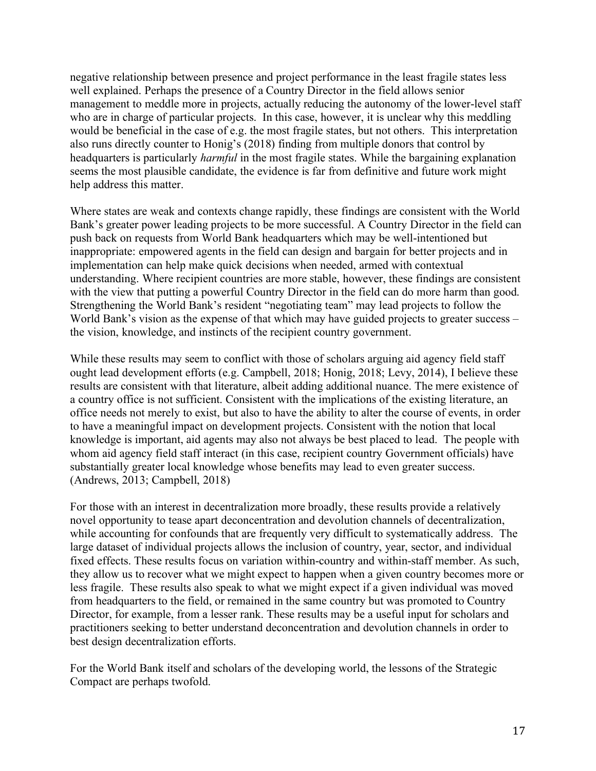negative relationship between presence and project performance in the least fragile states less well explained. Perhaps the presence of a Country Director in the field allows senior management to meddle more in projects, actually reducing the autonomy of the lower-level staff who are in charge of particular projects. In this case, however, it is unclear why this meddling would be beneficial in the case of e.g. the most fragile states, but not others. This interpretation also runs directly counter to Honig's (2018) finding from multiple donors that control by headquarters is particularly *harmful* in the most fragile states. While the bargaining explanation seems the most plausible candidate, the evidence is far from definitive and future work might help address this matter.

Where states are weak and contexts change rapidly, these findings are consistent with the World Bank's greater power leading projects to be more successful. A Country Director in the field can push back on requests from World Bank headquarters which may be well-intentioned but inappropriate: empowered agents in the field can design and bargain for better projects and in implementation can help make quick decisions when needed, armed with contextual understanding. Where recipient countries are more stable, however, these findings are consistent with the view that putting a powerful Country Director in the field can do more harm than good. Strengthening the World Bank's resident "negotiating team" may lead projects to follow the World Bank's vision as the expense of that which may have guided projects to greater success – the vision, knowledge, and instincts of the recipient country government.

While these results may seem to conflict with those of scholars arguing aid agency field staff ought lead development efforts (e.g. Campbell, 2018; Honig, 2018; Levy, 2014), I believe these results are consistent with that literature, albeit adding additional nuance. The mere existence of a country office is not sufficient. Consistent with the implications of the existing literature, an office needs not merely to exist, but also to have the ability to alter the course of events, in order to have a meaningful impact on development projects. Consistent with the notion that local knowledge is important, aid agents may also not always be best placed to lead. The people with whom aid agency field staff interact (in this case, recipient country Government officials) have substantially greater local knowledge whose benefits may lead to even greater success. (Andrews, 2013; Campbell, 2018)

For those with an interest in decentralization more broadly, these results provide a relatively novel opportunity to tease apart deconcentration and devolution channels of decentralization, while accounting for confounds that are frequently very difficult to systematically address. The large dataset of individual projects allows the inclusion of country, year, sector, and individual fixed effects. These results focus on variation within-country and within-staff member. As such, they allow us to recover what we might expect to happen when a given country becomes more or less fragile. These results also speak to what we might expect if a given individual was moved from headquarters to the field, or remained in the same country but was promoted to Country Director, for example, from a lesser rank. These results may be a useful input for scholars and practitioners seeking to better understand deconcentration and devolution channels in order to best design decentralization efforts.

For the World Bank itself and scholars of the developing world, the lessons of the Strategic Compact are perhaps twofold.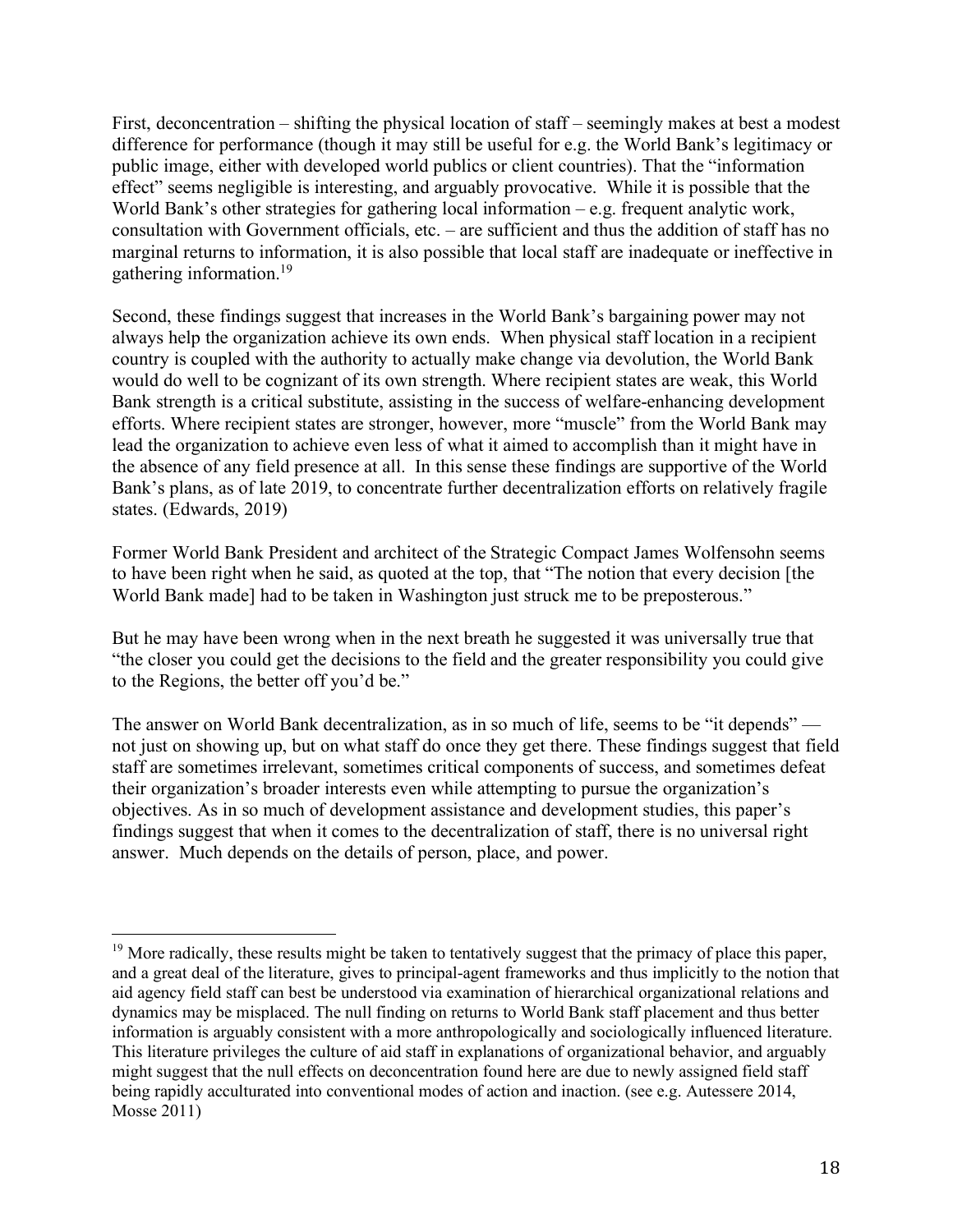First, deconcentration – shifting the physical location of staff – seemingly makes at best a modest difference for performance (though it may still be useful for e.g. the World Bank's legitimacy or public image, either with developed world publics or client countries). That the "information effect" seems negligible is interesting, and arguably provocative. While it is possible that the World Bank's other strategies for gathering local information – e.g. frequent analytic work, consultation with Government officials, etc. – are sufficient and thus the addition of staff has no marginal returns to information, it is also possible that local staff are inadequate or ineffective in gathering information.[19]

Second, these findings suggest that increases in the World Bank's bargaining power may not always help the organization achieve its own ends. When physical staff location in a recipient country is coupled with the authority to actually make change via devolution, the World Bank would do well to be cognizant of its own strength. Where recipient states are weak, this World Bank strength is a critical substitute, assisting in the success of welfare-enhancing development efforts. Where recipient states are stronger, however, more "muscle" from the World Bank may lead the organization to achieve even less of what it aimed to accomplish than it might have in the absence of any field presence at all. In this sense these findings are supportive of the World Bank's plans, as of late 2019, to concentrate further decentralization efforts on relatively fragile states. (Edwards, 2019)

Former World Bank President and architect of the Strategic Compact James Wolfensohn seems to have been right when he said, as quoted at the top, that "The notion that every decision [the World Bank made] had to be taken in Washington just struck me to be preposterous."

But he may have been wrong when in the next breath he suggested it was universally true that "the closer you could get the decisions to the field and the greater responsibility you could give to the Regions, the better off you'd be."

The answer on World Bank decentralization, as in so much of life, seems to be "it depends" — not just on showing up, but on what staff do once they get there. These findings suggest that field staff are sometimes irrelevant, sometimes critical components of success, and sometimes defeat their organization's broader interests even while attempting to pursue the organization's objectives. As in so much of development assistance and development studies, this paper's findings suggest that when it comes to the decentralization of staff, there is no universal right answer. Much depends on the details of person, place, and power.

---

[19] More radically, these results might be taken to tentatively suggest that the primacy of place this paper, and a great deal of the literature, gives to principal-agent frameworks and thus implicitly to the notion that aid agency field staff can best be understood via examination of hierarchical organizational relations and dynamics may be misplaced. The null finding on returns to World Bank staff placement and thus better information is arguably consistent with a more anthropologically and sociologically influenced literature. This literature privileges the culture of aid staff in explanations of organizational behavior, and arguably might suggest that the null effects on deconcentration found here are due to newly assigned field staff being rapidly acculturated into conventional modes of action and inaction. (see e.g. Autessere 2014, Mosse 2011)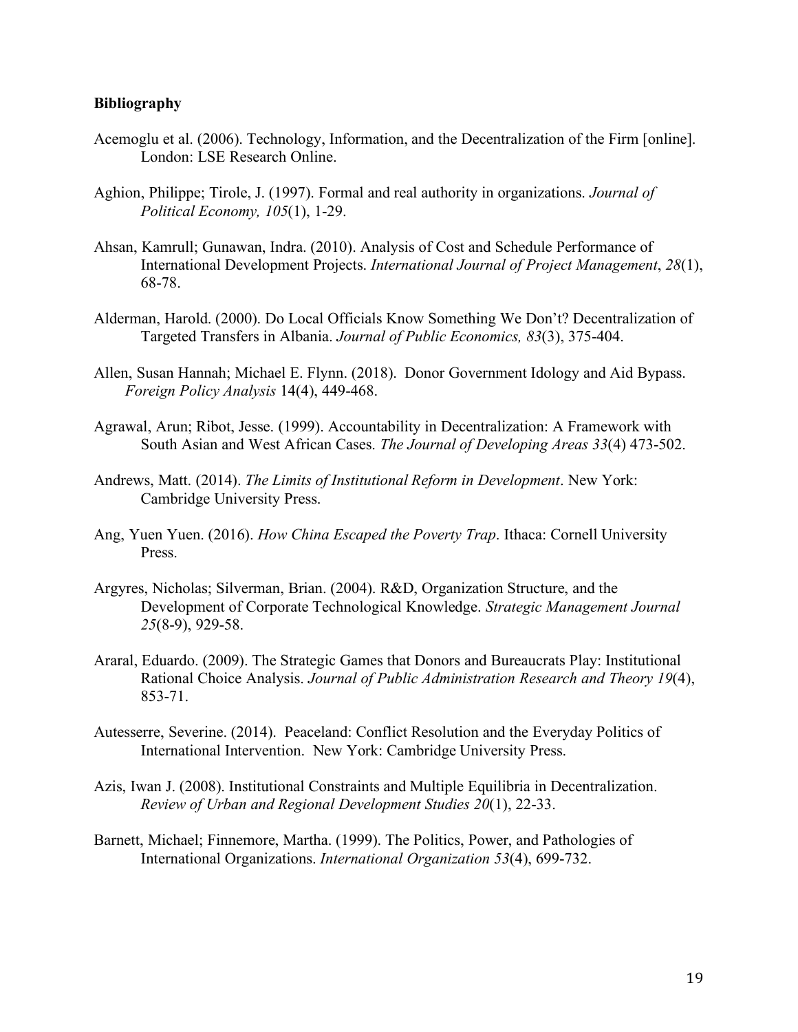**Bibliography**

Acemoglu et al. (2006). Technology, Information, and the Decentralization of the Firm [online]. London: LSE Research Online.

Aghion, Philippe; Tirole, J. (1997). Formal and real authority in organizations. *Journal of Political Economy, 105*(1), 1-29.

Ahsan, Kamrull; Gunawan, Indra. (2010). Analysis of Cost and Schedule Performance of International Development Projects. *International Journal of Project Management*, *28*(1), 68-78.

Alderman, Harold. (2000). Do Local Officials Know Something We Don't? Decentralization of Targeted Transfers in Albania. *Journal of Public Economics, 83*(3), 375-404.

Allen, Susan Hannah; Michael E. Flynn. (2018). Donor Government Idology and Aid Bypass. *Foreign Policy Analysis* 14(4), 449-468.

Agrawal, Arun; Ribot, Jesse. (1999). Accountability in Decentralization: A Framework with South Asian and West African Cases. *The Journal of Developing Areas 33*(4) 473-502.

Andrews, Matt. (2014). *The Limits of Institutional Reform in Development*. New York: Cambridge University Press.

Ang, Yuen Yuen. (2016). *How China Escaped the Poverty Trap*. Ithaca: Cornell University Press.

Argyres, Nicholas; Silverman, Brian. (2004). R&D, Organization Structure, and the Development of Corporate Technological Knowledge. *Strategic Management Journal 25*(8-9), 929-58.

Araral, Eduardo. (2009). The Strategic Games that Donors and Bureaucrats Play: Institutional Rational Choice Analysis. *Journal of Public Administration Research and Theory 19*(4), 853-71.

Autesserre, Severine. (2014). Peaceland: Conflict Resolution and the Everyday Politics of International Intervention. New York: Cambridge University Press.

Azis, Iwan J. (2008). Institutional Constraints and Multiple Equilibria in Decentralization. *Review of Urban and Regional Development Studies 20*(1), 22-33.

Barnett, Michael; Finnemore, Martha. (1999). The Politics, Power, and Pathologies of International Organizations. *International Organization 53*(4), 699-732.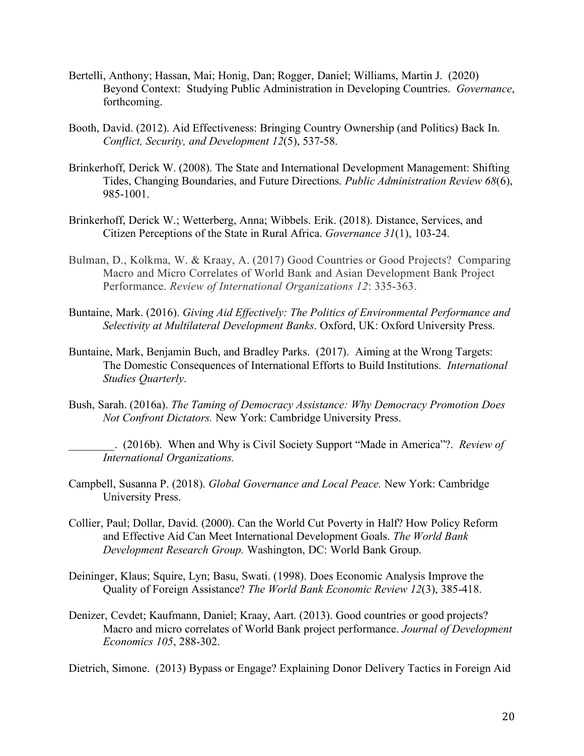Bertelli, Anthony; Hassan, Mai; Honig, Dan; Rogger, Daniel; Williams, Martin J. (2020) Beyond Context: Studying Public Administration in Developing Countries. *Governance*, forthcoming.

Booth, David. (2012). Aid Effectiveness: Bringing Country Ownership (and Politics) Back In. *Conflict, Security, and Development 12*(5), 537-58.

Brinkerhoff, Derick W. (2008). The State and International Development Management: Shifting Tides, Changing Boundaries, and Future Directions. *Public Administration Review 68*(6), 985-1001.

Brinkerhoff, Derick W.; Wetterberg, Anna; Wibbels. Erik. (2018). Distance, Services, and Citizen Perceptions of the State in Rural Africa. *Governance 31*(1), 103-24.

Bulman, D., Kolkma, W. & Kraay, A. (2017) Good Countries or Good Projects? Comparing Macro and Micro Correlates of World Bank and Asian Development Bank Project Performance. *Review of International Organizations 12*: 335-363.

Buntaine, Mark. (2016). *Giving Aid Effectively: The Politics of Environmental Performance and Selectivity at Multilateral Development Banks*. Oxford, UK: Oxford University Press.

Buntaine, Mark, Benjamin Buch, and Bradley Parks. (2017). Aiming at the Wrong Targets: The Domestic Consequences of International Efforts to Build Institutions. *International Studies Quarterly*.

Bush, Sarah. (2016a). *The Taming of Democracy Assistance: Why Democracy Promotion Does Not Confront Dictators.* New York: Cambridge University Press.

________. (2016b). When and Why is Civil Society Support "Made in America"?. *Review of International Organizations.*

Campbell, Susanna P. (2018). *Global Governance and Local Peace.* New York: Cambridge University Press.

Collier, Paul; Dollar, David. (2000). Can the World Cut Poverty in Half? How Policy Reform and Effective Aid Can Meet International Development Goals. *The World Bank Development Research Group.* Washington, DC: World Bank Group.

Deininger, Klaus; Squire, Lyn; Basu, Swati. (1998). Does Economic Analysis Improve the Quality of Foreign Assistance? *The World Bank Economic Review 12*(3), 385-418.

Denizer, Cevdet; Kaufmann, Daniel; Kraay, Aart. (2013). Good countries or good projects? Macro and micro correlates of World Bank project performance. *Journal of Development Economics 105*, 288-302.

Dietrich, Simone. (2013) Bypass or Engage? Explaining Donor Delivery Tactics in Foreign Aid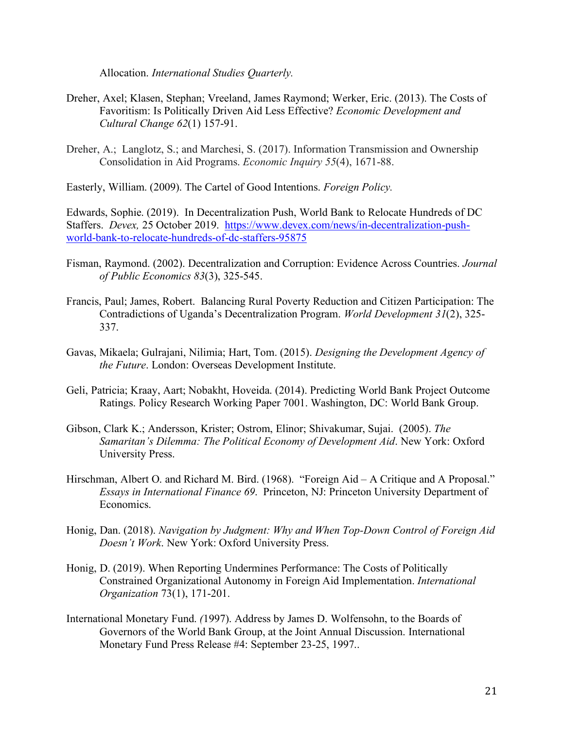Allocation. *International Studies Quarterly.*

Dreher, Axel; Klasen, Stephan; Vreeland, James Raymond; Werker, Eric. (2013). The Costs of Favoritism: Is Politically Driven Aid Less Effective? *Economic Development and Cultural Change 62*(1) 157-91.

Dreher, A.; Langlotz, S.; and Marchesi, S. (2017). Information Transmission and Ownership Consolidation in Aid Programs. *Economic Inquiry 55*(4), 1671-88.

Easterly, William. (2009). The Cartel of Good Intentions. *Foreign Policy.*

Edwards, Sophie. (2019). In Decentralization Push, World Bank to Relocate Hundreds of DC Staffers. *Devex,* 25 October 2019. https://www.devex.com/news/in-decentralization-push-world-bank-to-relocate-hundreds-of-dc-staffers-95875

Fisman, Raymond. (2002). Decentralization and Corruption: Evidence Across Countries. *Journal of Public Economics 83*(3), 325-545.

Francis, Paul; James, Robert. Balancing Rural Poverty Reduction and Citizen Participation: The Contradictions of Uganda's Decentralization Program. *World Development 31*(2), 325-337.

Gavas, Mikaela; Gulrajani, Nilimia; Hart, Tom. (2015). *Designing the Development Agency of the Future*. London: Overseas Development Institute.

Geli, Patricia; Kraay, Aart; Nobakht, Hoveida. (2014). Predicting World Bank Project Outcome Ratings. Policy Research Working Paper 7001. Washington, DC: World Bank Group.

Gibson, Clark K.; Andersson, Krister; Ostrom, Elinor; Shivakumar, Sujai. (2005). *The Samaritan's Dilemma: The Political Economy of Development Aid*. New York: Oxford University Press.

Hirschman, Albert O. and Richard M. Bird. (1968). "Foreign Aid – A Critique and A Proposal." *Essays in International Finance 69*. Princeton, NJ: Princeton University Department of Economics.

Honig, Dan. (2018). *Navigation by Judgment: Why and When Top-Down Control of Foreign Aid Doesn't Work*. New York: Oxford University Press.

Honig, D. (2019). When Reporting Undermines Performance: The Costs of Politically Constrained Organizational Autonomy in Foreign Aid Implementation. *International Organization* 73(1), 171-201.

International Monetary Fund. *(*1997). Address by James D. Wolfensohn, to the Boards of Governors of the World Bank Group, at the Joint Annual Discussion. International Monetary Fund Press Release #4: September 23-25, 1997..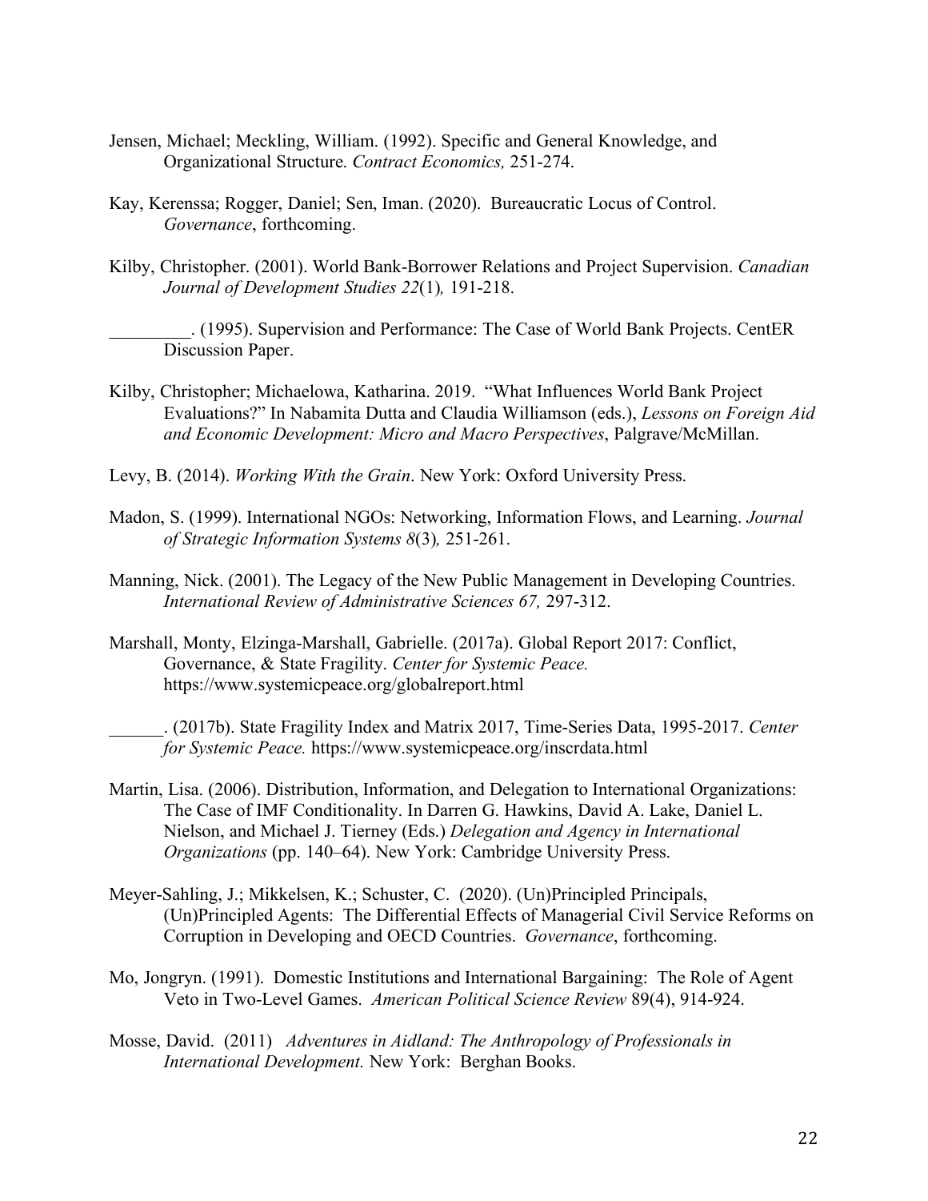Jensen, Michael; Meckling, William. (1992). Specific and General Knowledge, and Organizational Structure. *Contract Economics,* 251-274.

Kay, Kerenssa; Rogger, Daniel; Sen, Iman. (2020). Bureaucratic Locus of Control. *Governance*, forthcoming.

Kilby, Christopher. (2001). World Bank-Borrower Relations and Project Supervision. *Canadian Journal of Development Studies 22*(1)*,* 191-218.

_________. (1995). Supervision and Performance: The Case of World Bank Projects. CentER Discussion Paper.

Kilby, Christopher; Michaelowa, Katharina. 2019. "What Influences World Bank Project Evaluations?" In Nabamita Dutta and Claudia Williamson (eds.), *Lessons on Foreign Aid and Economic Development: Micro and Macro Perspectives*, Palgrave/McMillan.

Levy, B. (2014). *Working With the Grain*. New York: Oxford University Press.

Madon, S. (1999). International NGOs: Networking, Information Flows, and Learning. *Journal of Strategic Information Systems 8*(3)*,* 251-261.

Manning, Nick. (2001). The Legacy of the New Public Management in Developing Countries. *International Review of Administrative Sciences 67,* 297-312.

Marshall, Monty, Elzinga-Marshall, Gabrielle. (2017a). Global Report 2017: Conflict, Governance, & State Fragility. *Center for Systemic Peace.* https://www.systemicpeace.org/globalreport.html

______. (2017b). State Fragility Index and Matrix 2017, Time-Series Data, 1995-2017. *Center for Systemic Peace.* https://www.systemicpeace.org/inscrdata.html

Martin, Lisa. (2006). Distribution, Information, and Delegation to International Organizations: The Case of IMF Conditionality. In Darren G. Hawkins, David A. Lake, Daniel L. Nielson, and Michael J. Tierney (Eds.) *Delegation and Agency in International Organizations* (pp. 140–64). New York: Cambridge University Press.

Meyer-Sahling, J.; Mikkelsen, K.; Schuster, C. (2020). (Un)Principled Principals, (Un)Principled Agents: The Differential Effects of Managerial Civil Service Reforms on Corruption in Developing and OECD Countries. *Governance*, forthcoming.

Mo, Jongryn. (1991). Domestic Institutions and International Bargaining: The Role of Agent Veto in Two-Level Games. *American Political Science Review* 89(4), 914-924.

Mosse, David. (2011) *Adventures in Aidland: The Anthropology of Professionals in International Development.* New York: Berghan Books.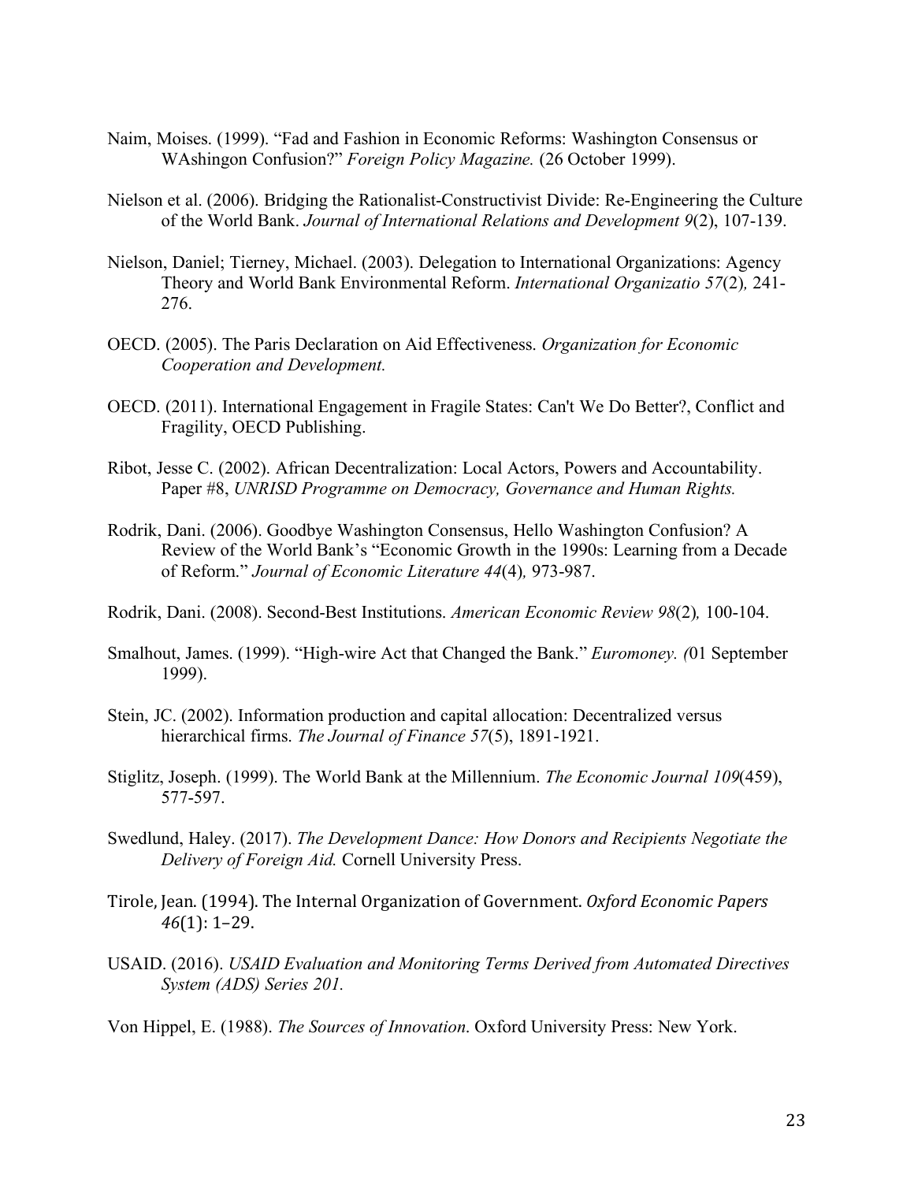Naim, Moises. (1999). "Fad and Fashion in Economic Reforms: Washington Consensus or WAshingon Confusion?" *Foreign Policy Magazine.* (26 October 1999).

Nielson et al. (2006). Bridging the Rationalist-Constructivist Divide: Re-Engineering the Culture of the World Bank. *Journal of International Relations and Development 9*(2), 107-139.

Nielson, Daniel; Tierney, Michael. (2003). Delegation to International Organizations: Agency Theory and World Bank Environmental Reform. *International Organizatio 57*(2)*,* 241-276.

OECD. (2005). The Paris Declaration on Aid Effectiveness. *Organization for Economic Cooperation and Development.*

OECD. (2011). International Engagement in Fragile States: Can't We Do Better?, Conflict and Fragility, OECD Publishing.

Ribot, Jesse C. (2002). African Decentralization: Local Actors, Powers and Accountability. Paper #8, *UNRISD Programme on Democracy, Governance and Human Rights.*

Rodrik, Dani. (2006). Goodbye Washington Consensus, Hello Washington Confusion? A Review of the World Bank's "Economic Growth in the 1990s: Learning from a Decade of Reform." *Journal of Economic Literature 44*(4)*,* 973-987.

Rodrik, Dani. (2008). Second-Best Institutions. *American Economic Review 98*(2)*,* 100-104.

Smalhout, James. (1999). "High-wire Act that Changed the Bank." *Euromoney. (*01 September 1999).

Stein, JC. (2002). Information production and capital allocation: Decentralized versus hierarchical firms. *The Journal of Finance 57*(5), 1891-1921.

Stiglitz, Joseph. (1999). The World Bank at the Millennium. *The Economic Journal 109*(459), 577-597.

Swedlund, Haley. (2017). *The Development Dance: How Donors and Recipients Negotiate the Delivery of Foreign Aid.* Cornell University Press.

Tirole, Jean. (1994). The Internal Organization of Government. *Oxford Economic Papers 46*(1): 1–29.

USAID. (2016). *USAID Evaluation and Monitoring Terms Derived from Automated Directives System (ADS) Series 201.*

Von Hippel, E. (1988). *The Sources of Innovation*. Oxford University Press: New York.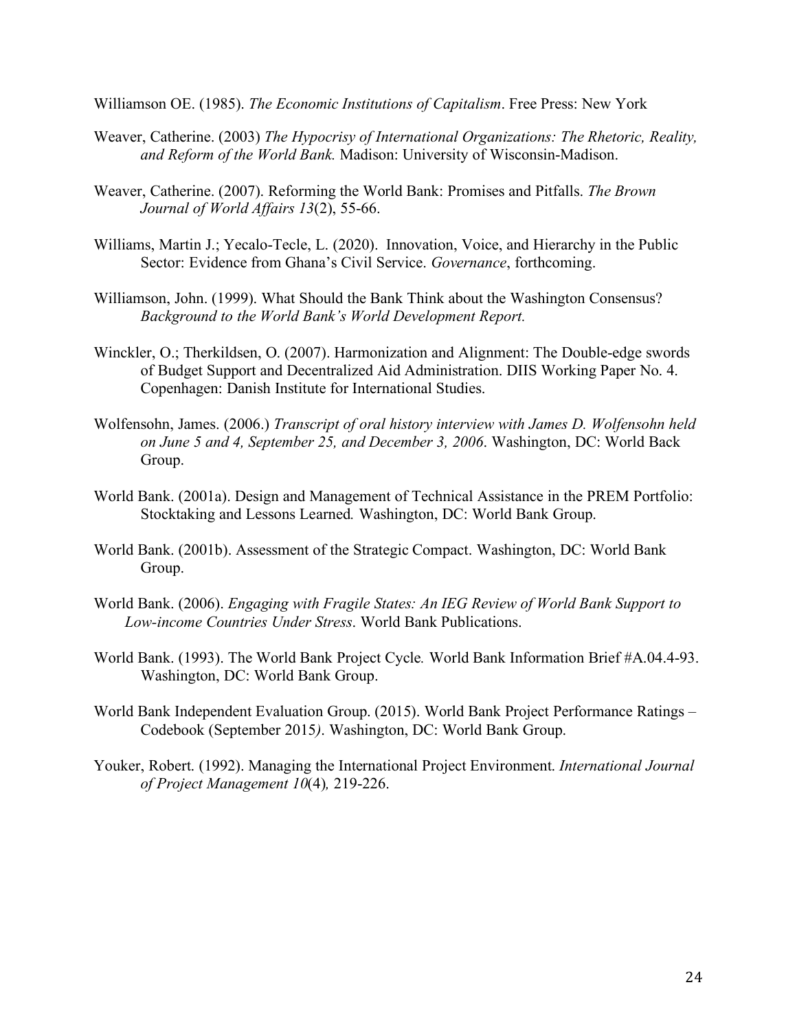Williamson OE. (1985). *The Economic Institutions of Capitalism*. Free Press: New York

Weaver, Catherine. (2003) *The Hypocrisy of International Organizations: The Rhetoric, Reality, and Reform of the World Bank.* Madison: University of Wisconsin-Madison.

Weaver, Catherine. (2007). Reforming the World Bank: Promises and Pitfalls. *The Brown Journal of World Affairs 13*(2), 55-66.

Williams, Martin J.; Yecalo-Tecle, L. (2020). Innovation, Voice, and Hierarchy in the Public Sector: Evidence from Ghana's Civil Service. *Governance*, forthcoming.

Williamson, John. (1999). What Should the Bank Think about the Washington Consensus? *Background to the World Bank's World Development Report.*

Winckler, O.; Therkildsen, O. (2007). Harmonization and Alignment: The Double-edge swords of Budget Support and Decentralized Aid Administration. DIIS Working Paper No. 4. Copenhagen: Danish Institute for International Studies.

Wolfensohn, James. (2006.) *Transcript of oral history interview with James D. Wolfensohn held on June 5 and 4, September 25, and December 3, 2006*. Washington, DC: World Back Group.

World Bank. (2001a). Design and Management of Technical Assistance in the PREM Portfolio: Stocktaking and Lessons Learned*.* Washington, DC: World Bank Group.

World Bank. (2001b). Assessment of the Strategic Compact. Washington, DC: World Bank Group.

World Bank. (2006). *Engaging with Fragile States: An IEG Review of World Bank Support to Low-income Countries Under Stress*. World Bank Publications.

World Bank. (1993). The World Bank Project Cycle*.* World Bank Information Brief #A.04.4-93. Washington, DC: World Bank Group.

World Bank Independent Evaluation Group. (2015). World Bank Project Performance Ratings – Codebook (September 2015*)*. Washington, DC: World Bank Group.

Youker, Robert. (1992). Managing the International Project Environment. *International Journal of Project Management 10*(4)*,* 219-226.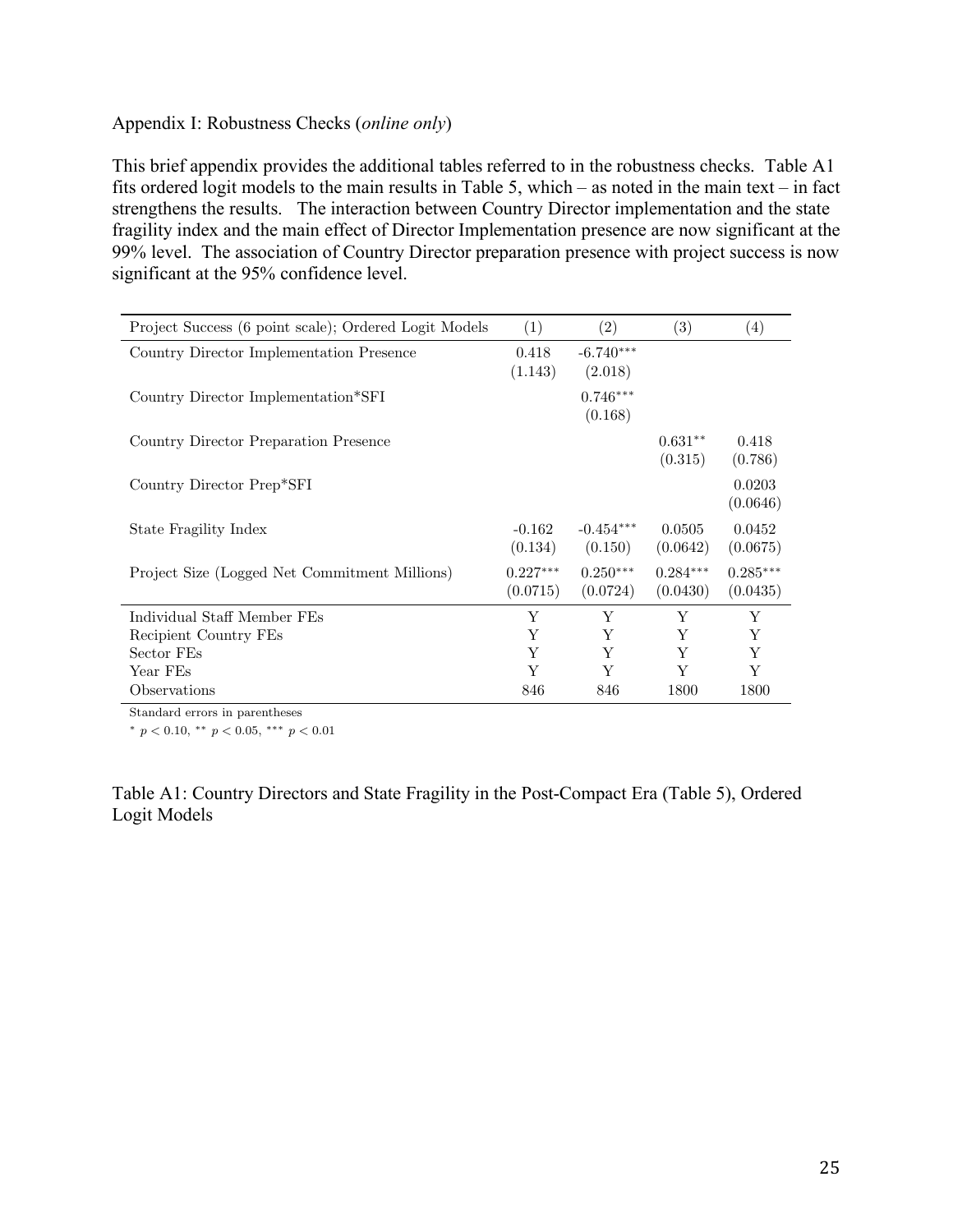Appendix I: Robustness Checks (*online only*)

This brief appendix provides the additional tables referred to in the robustness checks. Table A1 fits ordered logit models to the main results in Table 5, which – as noted in the main text – in fact strengthens the results. The interaction between Country Director implementation and the state fragility index and the main effect of Director Implementation presence are now significant at the 99% level. The association of Country Director preparation presence with project success is now significant at the 95% confidence level.

| Project Success (6 point scale); Ordered Logit Models | (1) | (2) | (3) | (4) |
|---|---|---|---|---|
| Country Director Implementation Presence | 0.418<br>(1.143) | -6.740$^{***}$<br>(2.018) | | |
| Country Director Implementation*SFI | | 0.746$^{***}$<br>(0.168) | | |
| Country Director Preparation Presence | | | 0.631$^{**}$<br>(0.315) | 0.418<br>(0.786) |
| Country Director Prep*SFI | | | | 0.0203<br>(0.0646) |
| State Fragility Index | -0.162<br>(0.134) | -0.454$^{***}$<br>(0.150) | 0.0505<br>(0.0642) | 0.0452<br>(0.0675) |
| Project Size (Logged Net Commitment Millions) | 0.227$^{***}$<br>(0.0715) | 0.250$^{***}$<br>(0.0724) | 0.284$^{***}$<br>(0.0430) | 0.285$^{***}$<br>(0.0435) |
| Individual Staff Member FEs | Y | Y | Y | Y |
| Recipient Country FEs | Y | Y | Y | Y |
| Sector FEs | Y | Y | Y | Y |
| Year FEs | Y | Y | Y | Y |
| Observations | 846 | 846 | 1800 | 1800 |

Standard errors in parentheses

$^{*}$ $p < 0.10$, $^{**}$ $p < 0.05$, $^{***}$ $p < 0.01$

Table A1: Country Directors and State Fragility in the Post-Compact Era (Table 5), Ordered Logit Models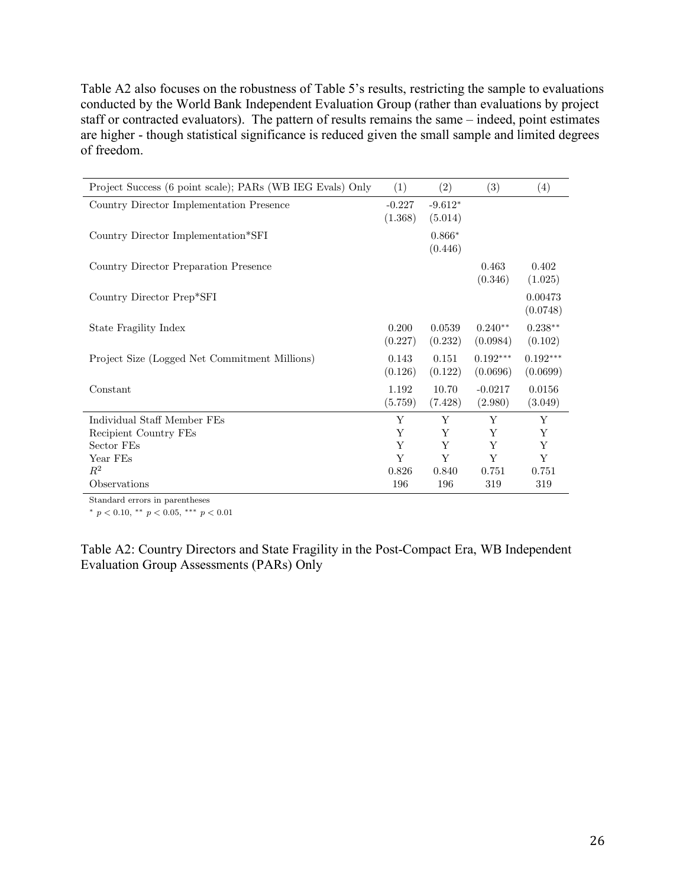Table A2 also focuses on the robustness of Table 5's results, restricting the sample to evaluations conducted by the World Bank Independent Evaluation Group (rather than evaluations by project staff or contracted evaluators). The pattern of results remains the same – indeed, point estimates are higher - though statistical significance is reduced given the small sample and limited degrees of freedom.

| Project Success (6 point scale); PARs (WB IEG Evals) Only | (1) | (2) | (3) | (4) |
|---|---|---|---|---|
| Country Director Implementation Presence | -0.227 | -9.612* | | |
| | (1.368) | (5.014) | | |
| Country Director Implementation*SFI | | 0.866* | | |
| | | (0.446) | | |
| Country Director Preparation Presence | | | 0.463 | 0.402 |
| | | | (0.346) | (1.025) |
| Country Director Prep*SFI | | | | 0.00473 |
| | | | | (0.0748) |
| State Fragility Index | 0.200 | 0.0539 | 0.240** | 0.238** |
| | (0.227) | (0.232) | (0.0984) | (0.102) |
| Project Size (Logged Net Commitment Millions) | 0.143 | 0.151 | 0.192*** | 0.192*** |
| | (0.126) | (0.122) | (0.0696) | (0.0699) |
| Constant | 1.192 | 10.70 | -0.0217 | 0.0156 |
| | (5.759) | (7.428) | (2.980) | (3.049) |
| Individual Staff Member FEs | Y | Y | Y | Y |
| Recipient Country FEs | Y | Y | Y | Y |
| Sector FEs | Y | Y | Y | Y |
| Year FEs | Y | Y | Y | Y |
| $R^2$ | 0.826 | 0.840 | 0.751 | 0.751 |
| Observations | 196 | 196 | 319 | 319 |

Standard errors in parentheses

* $p < 0.10$, ** $p < 0.05$, *** $p < 0.01$

Table A2: Country Directors and State Fragility in the Post-Compact Era, WB Independent Evaluation Group Assessments (PARs) Only